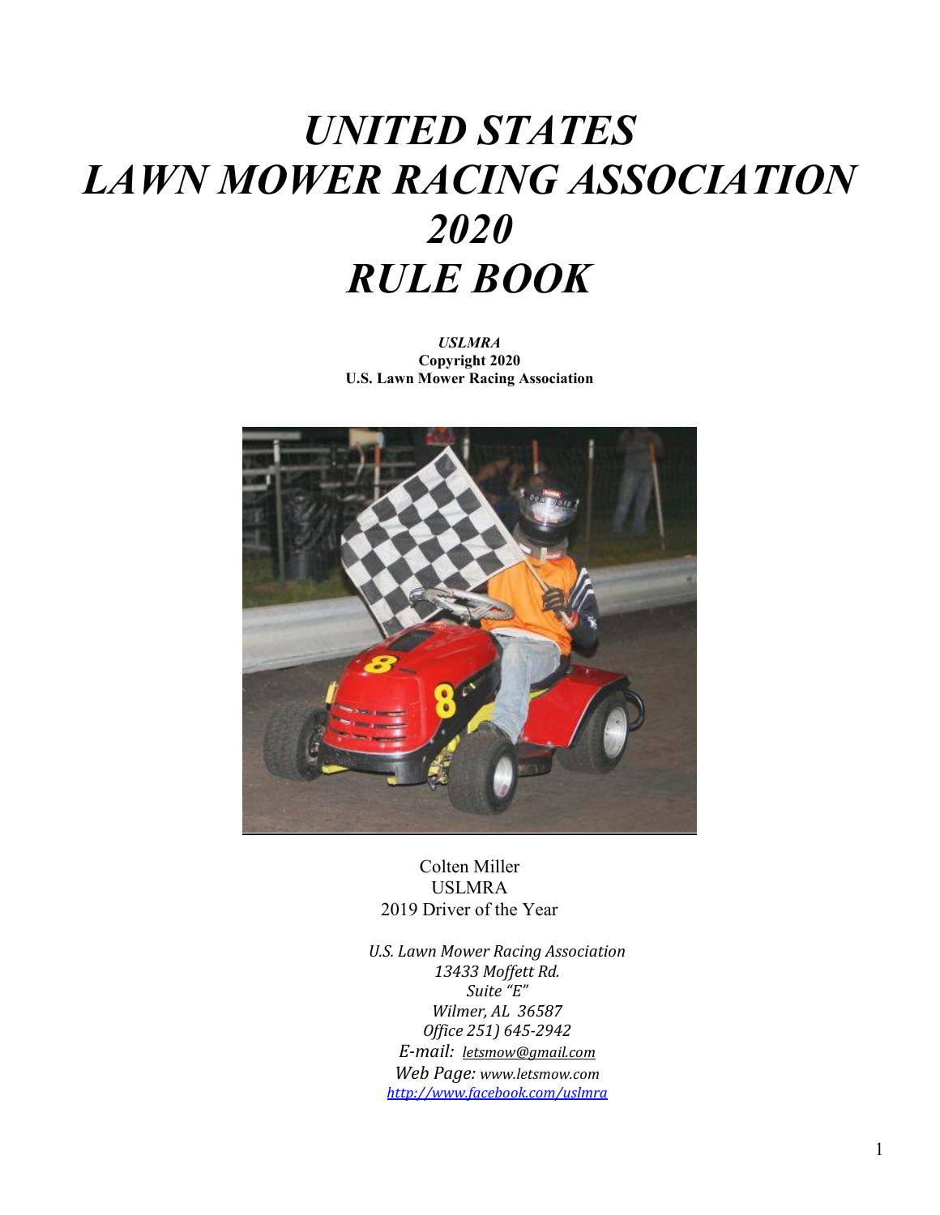# *UNITED STATES LAWN MOWER RACING ASSOCIATION 2020 RULE BOOK*

***USLMRA***
**Copyright 2020**
**U.S. Lawn Mower Racing Association**

Colten Miller
USLMRA
2019 Driver of the Year

*U.S. Lawn Mower Racing Association*
*13433 Moffett Rd.*
*Suite "E"*
*Wilmer, AL 36587*
*Office 251) 645-2942*
*E-mail: letsmow@gmail.com*
*Web Page: www.letsmow.com*
*http://www.facebook.com/uslmra*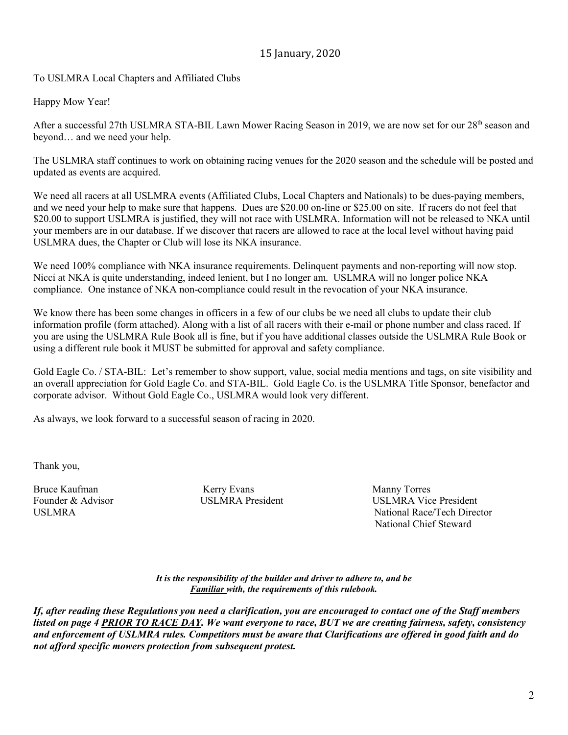15 January, 2020

To USLMRA Local Chapters and Affiliated Clubs

Happy Mow Year!

After a successful 27th USLMRA STA-BIL Lawn Mower Racing Season in 2019, we are now set for our 28th season and beyond… and we need your help.

The USLMRA staff continues to work on obtaining racing venues for the 2020 season and the schedule will be posted and updated as events are acquired.

We need all racers at all USLMRA events (Affiliated Clubs, Local Chapters and Nationals) to be dues-paying members, and we need your help to make sure that happens. Dues are $20.00 on-line or $25.00 on site. If racers do not feel that $20.00 to support USLMRA is justified, they will not race with USLMRA. Information will not be released to NKA until your members are in our database. If we discover that racers are allowed to race at the local level without having paid USLMRA dues, the Chapter or Club will lose its NKA insurance.

We need 100% compliance with NKA insurance requirements. Delinquent payments and non-reporting will now stop. Nicci at NKA is quite understanding, indeed lenient, but I no longer am. USLMRA will no longer police NKA compliance. One instance of NKA non-compliance could result in the revocation of your NKA insurance.

We know there has been some changes in officers in a few of our clubs be we need all clubs to update their club information profile (form attached). Along with a list of all racers with their e-mail or phone number and class raced. If you are using the USLMRA Rule Book all is fine, but if you have additional classes outside the USLMRA Rule Book or using a different rule book it MUST be submitted for approval and safety compliance.

Gold Eagle Co. / STA-BIL: Let's remember to show support, value, social media mentions and tags, on site visibility and an overall appreciation for Gold Eagle Co. and STA-BIL. Gold Eagle Co. is the USLMRA Title Sponsor, benefactor and corporate advisor. Without Gold Eagle Co., USLMRA would look very different.

As always, we look forward to a successful season of racing in 2020.

Thank you,

Bruce Kaufman
Founder & Advisor
USLMRA

Kerry Evans
USLMRA President

Manny Torres
USLMRA Vice President
National Race/Tech Director
National Chief Steward

***It is the responsibility of the builder and driver to adhere to, and be <u>Familiar</u> with, the requirements of this rulebook.***

***If, after reading these Regulations you need a clarification, you are encouraged to contact one of the Staff members listed on page 4 <u>PRIOR TO RACE DAY</u>. We want everyone to race, BUT we are creating fairness, safety, consistency and enforcement of USLMRA rules. Competitors must be aware that Clarifications are offered in good faith and do not afford specific mowers protection from subsequent protest.***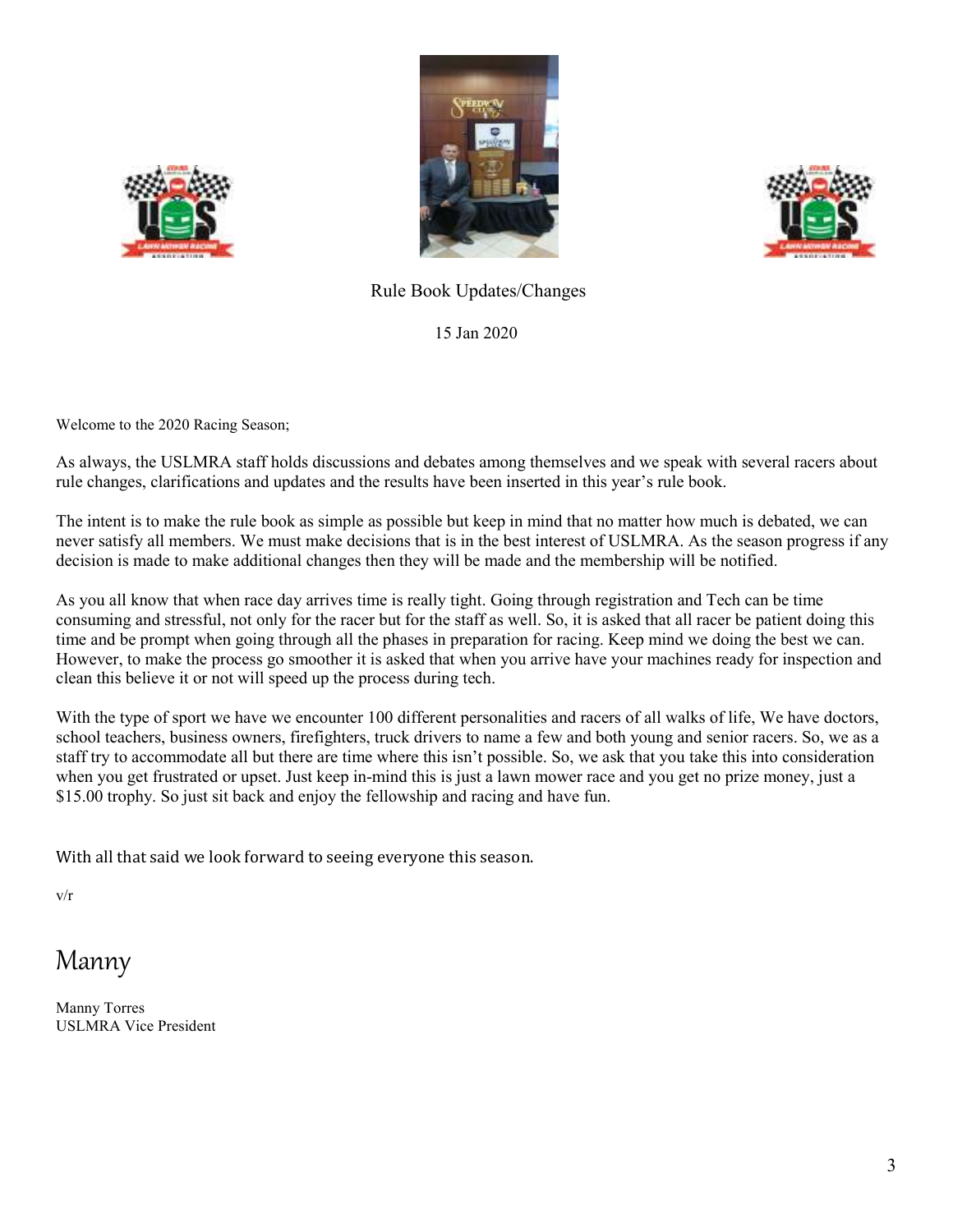Rule Book Updates/Changes

15 Jan 2020

Welcome to the 2020 Racing Season;

As always, the USLMRA staff holds discussions and debates among themselves and we speak with several racers about rule changes, clarifications and updates and the results have been inserted in this year's rule book.

The intent is to make the rule book as simple as possible but keep in mind that no matter how much is debated, we can never satisfy all members. We must make decisions that is in the best interest of USLMRA. As the season progress if any decision is made to make additional changes then they will be made and the membership will be notified.

As you all know that when race day arrives time is really tight. Going through registration and Tech can be time consuming and stressful, not only for the racer but for the staff as well. So, it is asked that all racer be patient doing this time and be prompt when going through all the phases in preparation for racing. Keep mind we doing the best we can. However, to make the process go smoother it is asked that when you arrive have your machines ready for inspection and clean this believe it or not will speed up the process during tech.

With the type of sport we have we encounter 100 different personalities and racers of all walks of life, We have doctors, school teachers, business owners, firefighters, truck drivers to name a few and both young and senior racers. So, we as a staff try to accommodate all but there are time where this isn't possible. So, we ask that you take this into consideration when you get frustrated or upset. Just keep in-mind this is just a lawn mower race and you get no prize money, just a $15.00 trophy. So just sit back and enjoy the fellowship and racing and have fun.

With all that said we look forward to seeing everyone this season.

v/r

Manny

Manny Torres
USLMRA Vice President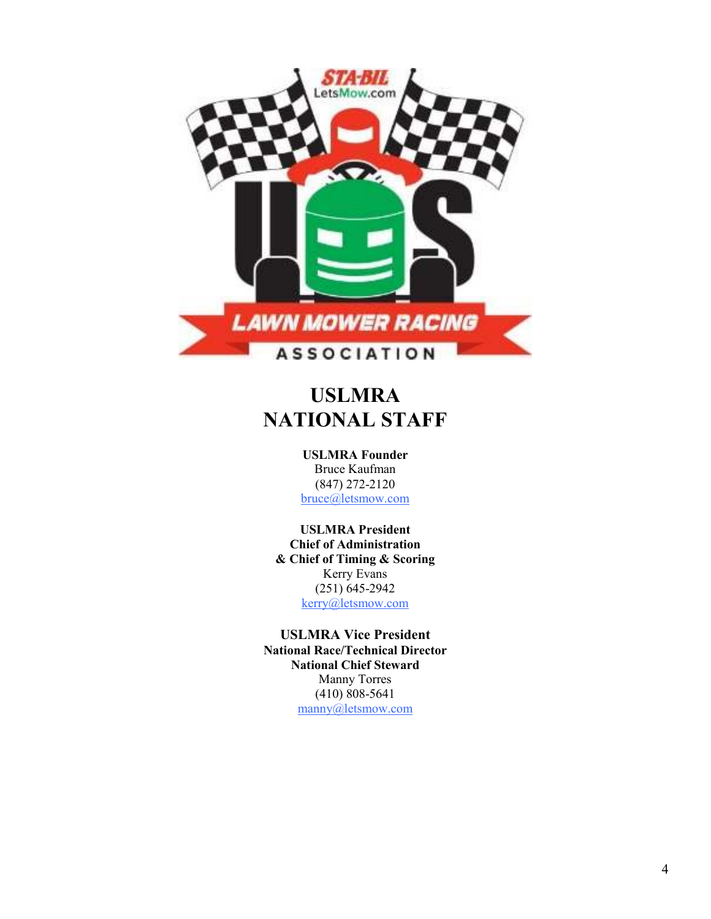# USLMRA NATIONAL STAFF

**USLMRA Founder**
Bruce Kaufman
(847) 272-2120
bruce@letsmow.com

**USLMRA President**
**Chief of Administration**
**& Chief of Timing & Scoring**
Kerry Evans
(251) 645-2942
kerry@letsmow.com

**USLMRA Vice President**
**National Race/Technical Director**
**National Chief Steward**
Manny Torres
(410) 808-5641
manny@letsmow.com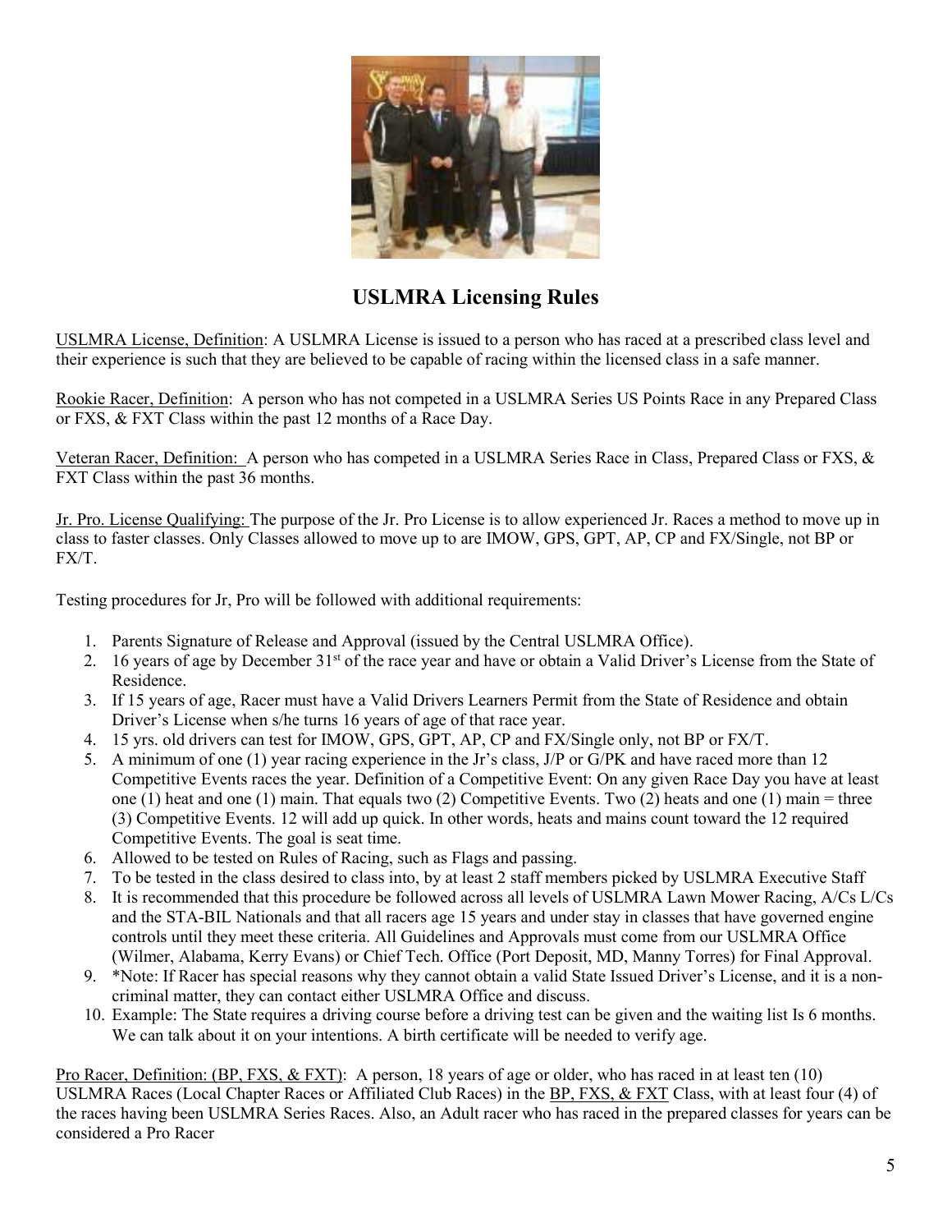## USLMRA Licensing Rules

USLMRA License, Definition: A USLMRA License is issued to a person who has raced at a prescribed class level and their experience is such that they are believed to be capable of racing within the licensed class in a safe manner.

Rookie Racer, Definition: A person who has not competed in a USLMRA Series US Points Race in any Prepared Class or FXS, & FXT Class within the past 12 months of a Race Day.

Veteran Racer, Definition: A person who has competed in a USLMRA Series Race in Class, Prepared Class or FXS, & FXT Class within the past 36 months.

Jr. Pro. License Qualifying: The purpose of the Jr. Pro License is to allow experienced Jr. Races a method to move up in class to faster classes. Only Classes allowed to move up to are IMOW, GPS, GPT, AP, CP and FX/Single, not BP or FX/T.

Testing procedures for Jr, Pro will be followed with additional requirements:

1. Parents Signature of Release and Approval (issued by the Central USLMRA Office).
2. 16 years of age by December 31st of the race year and have or obtain a Valid Driver's License from the State of Residence.
3. If 15 years of age, Racer must have a Valid Drivers Learners Permit from the State of Residence and obtain Driver's License when s/he turns 16 years of age of that race year.
4. 15 yrs. old drivers can test for IMOW, GPS, GPT, AP, CP and FX/Single only, not BP or FX/T.
5. A minimum of one (1) year racing experience in the Jr's class, J/P or G/PK and have raced more than 12 Competitive Events races the year. Definition of a Competitive Event: On any given Race Day you have at least one (1) heat and one (1) main. That equals two (2) Competitive Events. Two (2) heats and one (1) main = three (3) Competitive Events. 12 will add up quick. In other words, heats and mains count toward the 12 required Competitive Events. The goal is seat time.
6. Allowed to be tested on Rules of Racing, such as Flags and passing.
7. To be tested in the class desired to class into, by at least 2 staff members picked by USLMRA Executive Staff
8. It is recommended that this procedure be followed across all levels of USLMRA Lawn Mower Racing, A/Cs L/Cs and the STA-BIL Nationals and that all racers age 15 years and under stay in classes that have governed engine controls until they meet these criteria. All Guidelines and Approvals must come from our USLMRA Office (Wilmer, Alabama, Kerry Evans) or Chief Tech. Office (Port Deposit, MD, Manny Torres) for Final Approval.
9. *Note: If Racer has special reasons why they cannot obtain a valid State Issued Driver's License, and it is a non-criminal matter, they can contact either USLMRA Office and discuss.
10. Example: The State requires a driving course before a driving test can be given and the waiting list Is 6 months. We can talk about it on your intentions. A birth certificate will be needed to verify age.

Pro Racer, Definition: (BP, FXS, & FXT): A person, 18 years of age or older, who has raced in at least ten (10) USLMRA Races (Local Chapter Races or Affiliated Club Races) in the BP, FXS, & FXT Class, with at least four (4) of the races having been USLMRA Series Races. Also, an Adult racer who has raced in the prepared classes for years can be considered a Pro Racer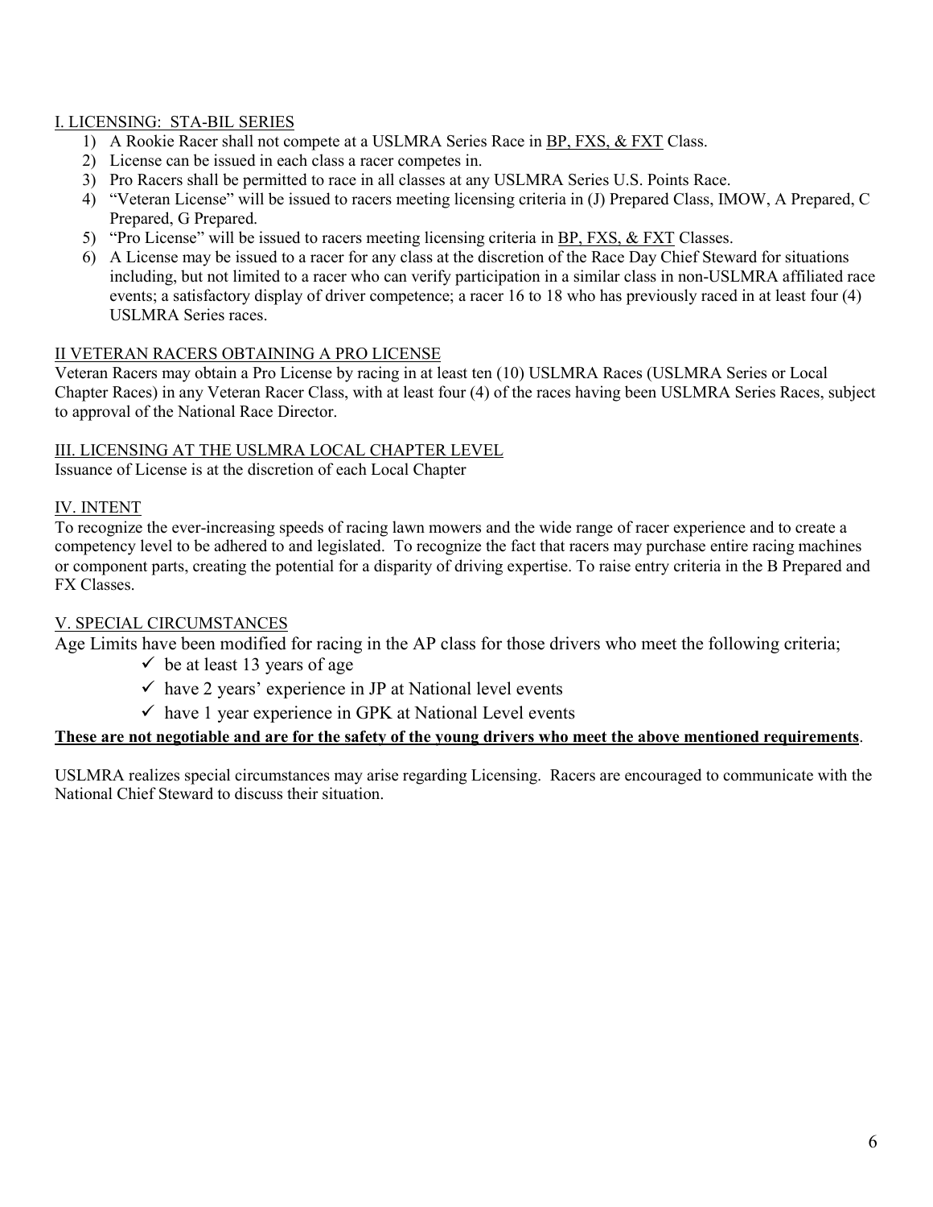## I. LICENSING: STA-BIL SERIES

1) A Rookie Racer shall not compete at a USLMRA Series Race in BP, FXS, & FXT Class.
2) License can be issued in each class a racer competes in.
3) Pro Racers shall be permitted to race in all classes at any USLMRA Series U.S. Points Race.
4) "Veteran License" will be issued to racers meeting licensing criteria in (J) Prepared Class, IMOW, A Prepared, C Prepared, G Prepared.
5) "Pro License" will be issued to racers meeting licensing criteria in BP, FXS, & FXT Classes.
6) A License may be issued to a racer for any class at the discretion of the Race Day Chief Steward for situations including, but not limited to a racer who can verify participation in a similar class in non-USLMRA affiliated race events; a satisfactory display of driver competence; a racer 16 to 18 who has previously raced in at least four (4) USLMRA Series races.

## II VETERAN RACERS OBTAINING A PRO LICENSE

Veteran Racers may obtain a Pro License by racing in at least ten (10) USLMRA Races (USLMRA Series or Local Chapter Races) in any Veteran Racer Class, with at least four (4) of the races having been USLMRA Series Races, subject to approval of the National Race Director.

## III. LICENSING AT THE USLMRA LOCAL CHAPTER LEVEL

Issuance of License is at the discretion of each Local Chapter

## IV. INTENT

To recognize the ever-increasing speeds of racing lawn mowers and the wide range of racer experience and to create a competency level to be adhered to and legislated. To recognize the fact that racers may purchase entire racing machines or component parts, creating the potential for a disparity of driving expertise. To raise entry criteria in the B Prepared and FX Classes.

## V. SPECIAL CIRCUMSTANCES

Age Limits have been modified for racing in the AP class for those drivers who meet the following criteria;

- ✓ be at least 13 years of age
- ✓ have 2 years' experience in JP at National level events
- ✓ have 1 year experience in GPK at National Level events

**These are not negotiable and are for the safety of the young drivers who meet the above mentioned requirements**.

USLMRA realizes special circumstances may arise regarding Licensing. Racers are encouraged to communicate with the National Chief Steward to discuss their situation.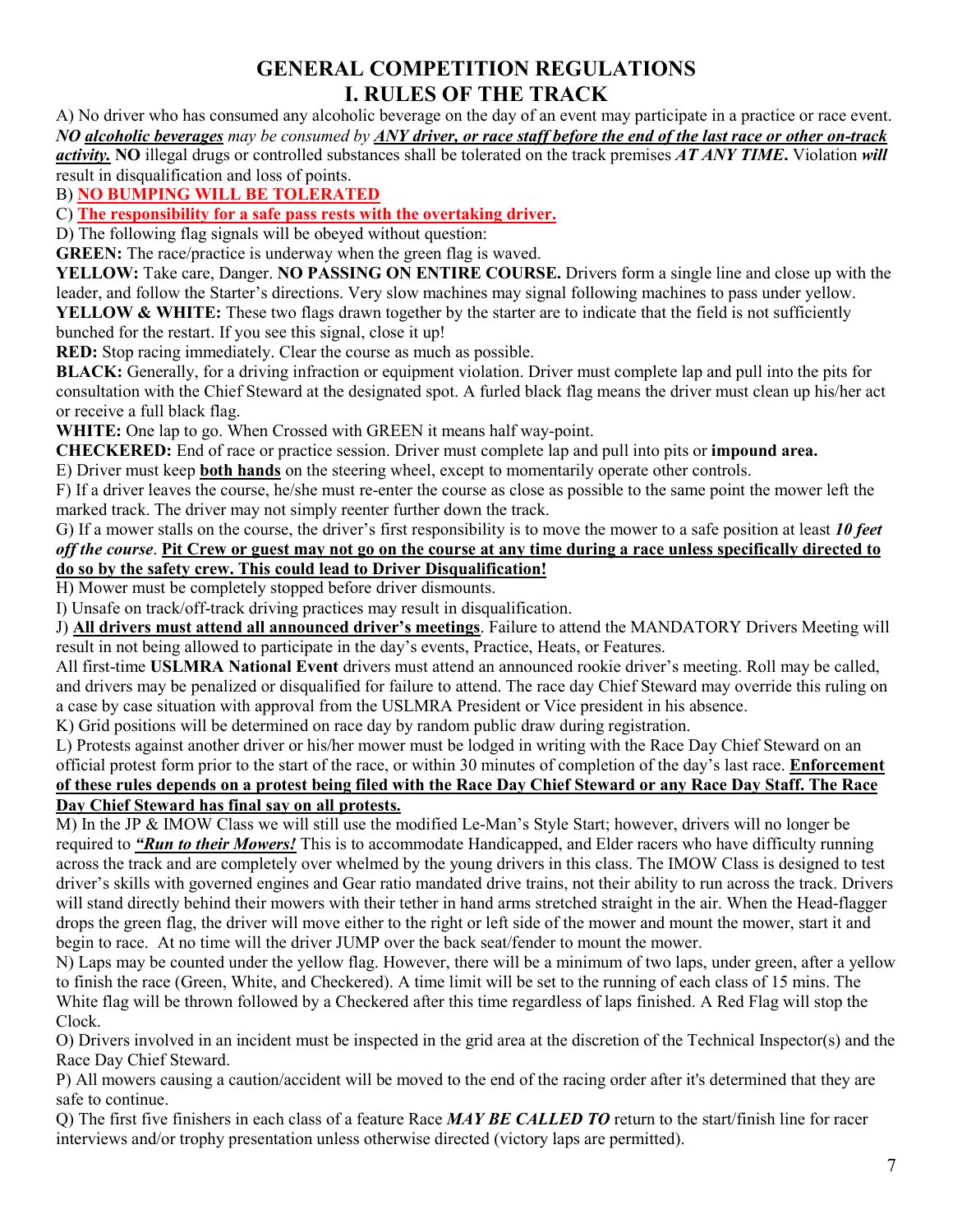# GENERAL COMPETITION REGULATIONS

## I. RULES OF THE TRACK

A) No driver who has consumed any alcoholic beverage on the day of an event may participate in a practice or race event. ***NO <u>alcoholic beverages</u> may be consumed by <u>ANY driver, or race staff before the end of the last race or other on-track activity.</u>*** **NO** illegal drugs or controlled substances shall be tolerated on the track premises ***AT ANY TIME***. Violation ***will*** result in disqualification and loss of points.

B) **<u>NO BUMPING WILL BE TOLERATED</u>**

C) **<u>The responsibility for a safe pass rests with the overtaking driver.</u>**

D) The following flag signals will be obeyed without question:

**GREEN:** The race/practice is underway when the green flag is waved.

**YELLOW:** Take care, Danger. **NO PASSING ON ENTIRE COURSE.** Drivers form a single line and close up with the leader, and follow the Starter's directions. Very slow machines may signal following machines to pass under yellow.

**YELLOW & WHITE:** These two flags drawn together by the starter are to indicate that the field is not sufficiently bunched for the restart. If you see this signal, close it up!

**RED:** Stop racing immediately. Clear the course as much as possible.

**BLACK:** Generally, for a driving infraction or equipment violation. Driver must complete lap and pull into the pits for consultation with the Chief Steward at the designated spot. A furled black flag means the driver must clean up his/her act or receive a full black flag.

**WHITE:** One lap to go. When Crossed with GREEN it means half way-point.

**CHECKERED:** End of race or practice session. Driver must complete lap and pull into pits or **impound area.**

E) Driver must keep **<u>both hands</u>** on the steering wheel, except to momentarily operate other controls.

F) If a driver leaves the course, he/she must re-enter the course as close as possible to the same point the mower left the marked track. The driver may not simply reenter further down the track.

G) If a mower stalls on the course, the driver's first responsibility is to move the mower to a safe position at least ***10 feet off the course***. **<u>Pit Crew or guest may not go on the course at any time during a race unless specifically directed to do so by the safety crew. This could lead to Driver Disqualification!</u>**

H) Mower must be completely stopped before driver dismounts.

I) Unsafe on track/off-track driving practices may result in disqualification.

J) **<u>All drivers must attend all announced driver's meetings</u>**. Failure to attend the MANDATORY Drivers Meeting will result in not being allowed to participate in the day's events, Practice, Heats, or Features.

All first-time **USLMRA National Event** drivers must attend an announced rookie driver's meeting. Roll may be called, and drivers may be penalized or disqualified for failure to attend. The race day Chief Steward may override this ruling on a case by case situation with approval from the USLMRA President or Vice president in his absence.

K) Grid positions will be determined on race day by random public draw during registration.

L) Protests against another driver or his/her mower must be lodged in writing with the Race Day Chief Steward on an official protest form prior to the start of the race, or within 30 minutes of completion of the day's last race. **<u>Enforcement of these rules depends on a protest being filed with the Race Day Chief Steward or any Race Day Staff. The Race Day Chief Steward has final say on all protests.</u>**

M) In the JP & IMOW Class we will still use the modified Le-Man's Style Start; however, drivers will no longer be required to ***<u>"Run to their Mowers!</u>*** This is to accommodate Handicapped, and Elder racers who have difficulty running across the track and are completely over whelmed by the young drivers in this class. The IMOW Class is designed to test driver's skills with governed engines and Gear ratio mandated drive trains, not their ability to run across the track. Drivers will stand directly behind their mowers with their tether in hand arms stretched straight in the air. When the Head-flagger drops the green flag, the driver will move either to the right or left side of the mower and mount the mower, start it and begin to race. At no time will the driver JUMP over the back seat/fender to mount the mower.

N) Laps may be counted under the yellow flag. However, there will be a minimum of two laps, under green, after a yellow to finish the race (Green, White, and Checkered). A time limit will be set to the running of each class of 15 mins. The White flag will be thrown followed by a Checkered after this time regardless of laps finished. A Red Flag will stop the Clock.

O) Drivers involved in an incident must be inspected in the grid area at the discretion of the Technical Inspector(s) and the Race Day Chief Steward.

P) All mowers causing a caution/accident will be moved to the end of the racing order after it's determined that they are safe to continue.

Q) The first five finishers in each class of a feature Race ***MAY BE CALLED TO*** return to the start/finish line for racer interviews and/or trophy presentation unless otherwise directed (victory laps are permitted).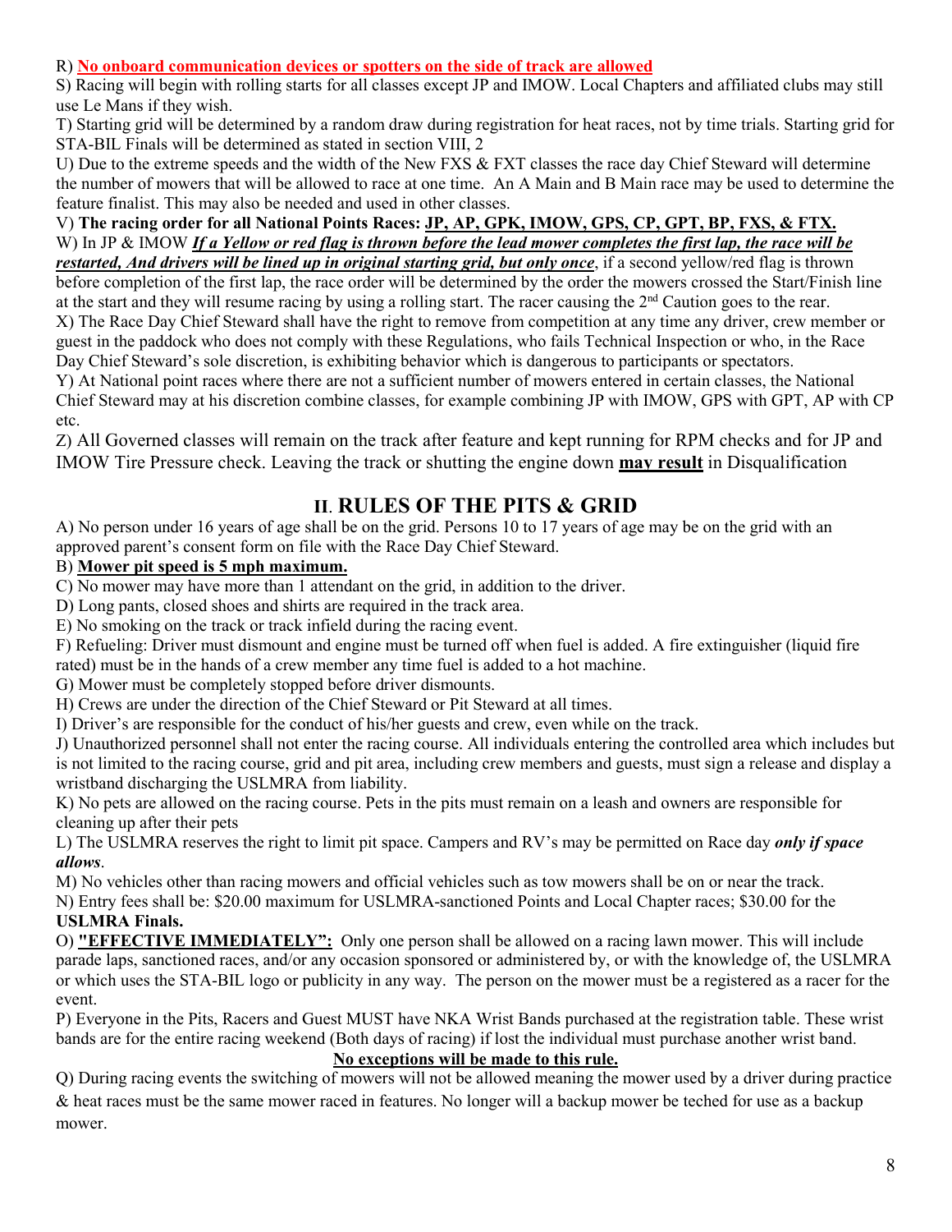R) **No onboard communication devices or spotters on the side of track are allowed**

S) Racing will begin with rolling starts for all classes except JP and IMOW. Local Chapters and affiliated clubs may still use Le Mans if they wish.

T) Starting grid will be determined by a random draw during registration for heat races, not by time trials. Starting grid for STA-BIL Finals will be determined as stated in section VIII, 2

U) Due to the extreme speeds and the width of the New FXS & FXT classes the race day Chief Steward will determine the number of mowers that will be allowed to race at one time. An A Main and B Main race may be used to determine the feature finalist. This may also be needed and used in other classes.

V) **The racing order for all National Points Races: JP, AP, GPK, IMOW, GPS, CP, GPT, BP, FXS, & FTX.**

W) In JP & IMOW ***If a Yellow or red flag is thrown before the lead mower completes the first lap, the race will be restarted, And drivers will be lined up in original starting grid, but only once***, if a second yellow/red flag is thrown before completion of the first lap, the race order will be determined by the order the mowers crossed the Start/Finish line at the start and they will resume racing by using a rolling start. The racer causing the 2nd Caution goes to the rear.

X) The Race Day Chief Steward shall have the right to remove from competition at any time any driver, crew member or guest in the paddock who does not comply with these Regulations, who fails Technical Inspection or who, in the Race Day Chief Steward's sole discretion, is exhibiting behavior which is dangerous to participants or spectators.

Y) At National point races where there are not a sufficient number of mowers entered in certain classes, the National Chief Steward may at his discretion combine classes, for example combining JP with IMOW, GPS with GPT, AP with CP etc.

Z) All Governed classes will remain on the track after feature and kept running for RPM checks and for JP and IMOW Tire Pressure check. Leaving the track or shutting the engine down **may result** in Disqualification

## II. RULES OF THE PITS & GRID

A) No person under 16 years of age shall be on the grid. Persons 10 to 17 years of age may be on the grid with an approved parent's consent form on file with the Race Day Chief Steward.

B) **Mower pit speed is 5 mph maximum.**

C) No mower may have more than 1 attendant on the grid, in addition to the driver.

D) Long pants, closed shoes and shirts are required in the track area.

E) No smoking on the track or track infield during the racing event.

F) Refueling: Driver must dismount and engine must be turned off when fuel is added. A fire extinguisher (liquid fire rated) must be in the hands of a crew member any time fuel is added to a hot machine.

G) Mower must be completely stopped before driver dismounts.

H) Crews are under the direction of the Chief Steward or Pit Steward at all times.

I) Driver's are responsible for the conduct of his/her guests and crew, even while on the track.

J) Unauthorized personnel shall not enter the racing course. All individuals entering the controlled area which includes but is not limited to the racing course, grid and pit area, including crew members and guests, must sign a release and display a wristband discharging the USLMRA from liability.

K) No pets are allowed on the racing course. Pets in the pits must remain on a leash and owners are responsible for cleaning up after their pets

L) The USLMRA reserves the right to limit pit space. Campers and RV's may be permitted on Race day ***only if space allows***.

M) No vehicles other than racing mowers and official vehicles such as tow mowers shall be on or near the track.

N) Entry fees shall be: $20.00 maximum for USLMRA-sanctioned Points and Local Chapter races; $30.00 for the **USLMRA Finals.**

O) **"EFFECTIVE IMMEDIATELY":** Only one person shall be allowed on a racing lawn mower. This will include parade laps, sanctioned races, and/or any occasion sponsored or administered by, or with the knowledge of, the USLMRA or which uses the STA-BIL logo or publicity in any way. The person on the mower must be a registered as a racer for the event.

P) Everyone in the Pits, Racers and Guest MUST have NKA Wrist Bands purchased at the registration table. These wrist bands are for the entire racing weekend (Both days of racing) if lost the individual must purchase another wrist band.

**No exceptions will be made to this rule.**

Q) During racing events the switching of mowers will not be allowed meaning the mower used by a driver during practice & heat races must be the same mower raced in features. No longer will a backup mower be teched for use as a backup mower.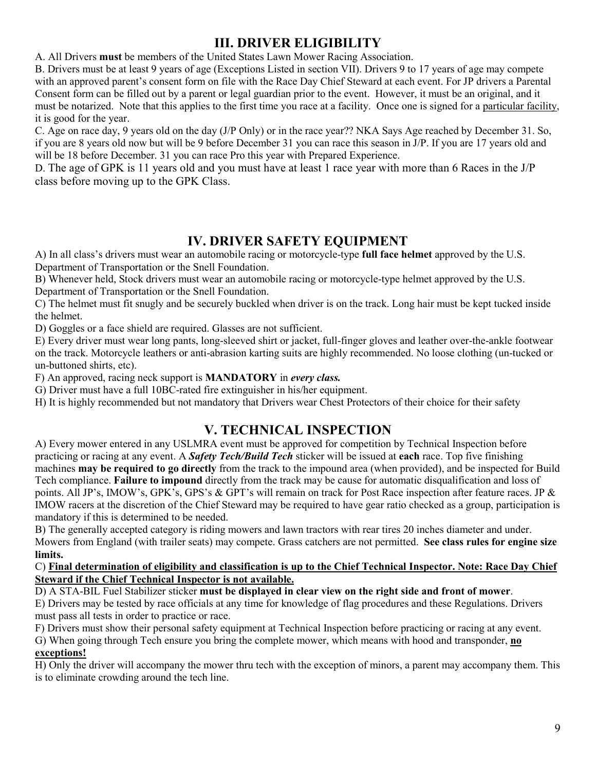## III. DRIVER ELIGIBILITY

A. All Drivers **must** be members of the United States Lawn Mower Racing Association.

B. Drivers must be at least 9 years of age (Exceptions Listed in section VII). Drivers 9 to 17 years of age may compete with an approved parent's consent form on file with the Race Day Chief Steward at each event. For JP drivers a Parental Consent form can be filled out by a parent or legal guardian prior to the event. However, it must be an original, and it must be notarized. Note that this applies to the first time you race at a facility. Once one is signed for a <u>particular facility</u>, it is good for the year.

C. Age on race day, 9 years old on the day (J/P Only) or in the race year?? NKA Says Age reached by December 31. So, if you are 8 years old now but will be 9 before December 31 you can race this season in J/P. If you are 17 years old and will be 18 before December. 31 you can race Pro this year with Prepared Experience.

D. The age of GPK is 11 years old and you must have at least 1 race year with more than 6 Races in the J/P class before moving up to the GPK Class.

## IV. DRIVER SAFETY EQUIPMENT

A) In all class's drivers must wear an automobile racing or motorcycle-type **full face helmet** approved by the U.S. Department of Transportation or the Snell Foundation.

B) Whenever held, Stock drivers must wear an automobile racing or motorcycle-type helmet approved by the U.S. Department of Transportation or the Snell Foundation.

C) The helmet must fit snugly and be securely buckled when driver is on the track. Long hair must be kept tucked inside the helmet.

D) Goggles or a face shield are required. Glasses are not sufficient.

E) Every driver must wear long pants, long-sleeved shirt or jacket, full-finger gloves and leather over-the-ankle footwear on the track. Motorcycle leathers or anti-abrasion karting suits are highly recommended. No loose clothing (un-tucked or un-buttoned shirts, etc).

F) An approved, racing neck support is **MANDATORY** in ***every class.***

G) Driver must have a full 10BC-rated fire extinguisher in his/her equipment.

H) It is highly recommended but not mandatory that Drivers wear Chest Protectors of their choice for their safety

## V. TECHNICAL INSPECTION

A) Every mower entered in any USLMRA event must be approved for competition by Technical Inspection before practicing or racing at any event. A ***Safety Tech/Build Tech*** sticker will be issued at **each** race. Top five finishing machines **may be required to go directly** from the track to the impound area (when provided), and be inspected for Build Tech compliance. **Failure to impound** directly from the track may be cause for automatic disqualification and loss of points. All JP's, IMOW's, GPK's, GPS's & GPT's will remain on track for Post Race inspection after feature races. JP & IMOW racers at the discretion of the Chief Steward may be required to have gear ratio checked as a group, participation is mandatory if this is determined to be needed.

B) The generally accepted category is riding mowers and lawn tractors with rear tires 20 inches diameter and under. Mowers from England (with trailer seats) may compete. Grass catchers are not permitted. **See class rules for engine size limits.**

C) <u>**Final determination of eligibility and classification is up to the Chief Technical Inspector. Note: Race Day Chief Steward if the Chief Technical Inspector is not available.**</u>

D) A STA-BIL Fuel Stabilizer sticker **must be displayed in clear view on the right side and front of mower**.

E) Drivers may be tested by race officials at any time for knowledge of flag procedures and these Regulations. Drivers must pass all tests in order to practice or race.

F) Drivers must show their personal safety equipment at Technical Inspection before practicing or racing at any event.

G) When going through Tech ensure you bring the complete mower, which means with hood and transponder, <u>**no exceptions!**</u>

H) Only the driver will accompany the mower thru tech with the exception of minors, a parent may accompany them. This is to eliminate crowding around the tech line.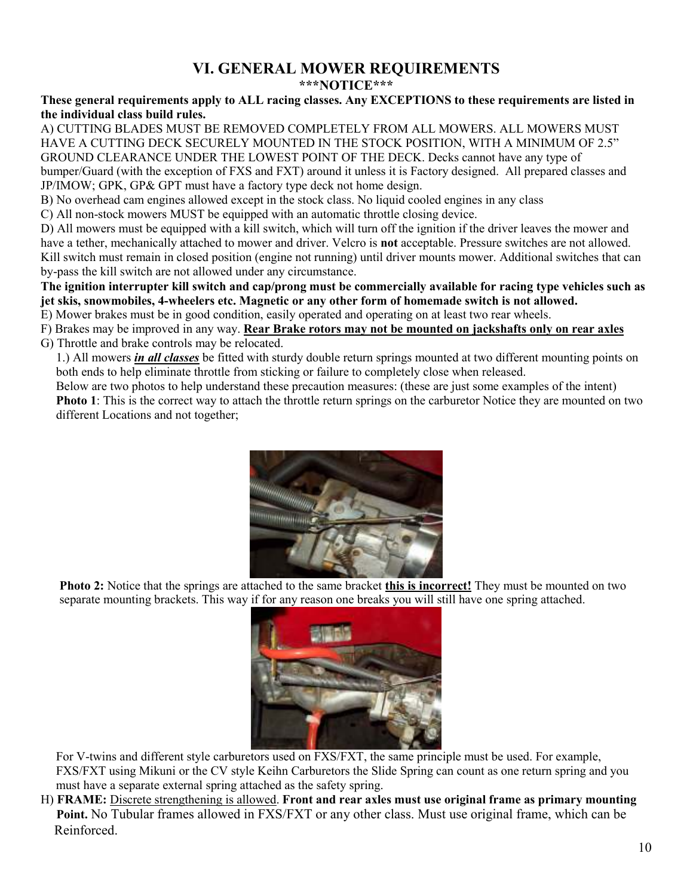# VI. GENERAL MOWER REQUIREMENTS

**\*\*\*NOTICE\*\*\***

**These general requirements apply to ALL racing classes. Any EXCEPTIONS to these requirements are listed in the individual class build rules.**

A) CUTTING BLADES MUST BE REMOVED COMPLETELY FROM ALL MOWERS. ALL MOWERS MUST HAVE A CUTTING DECK SECURELY MOUNTED IN THE STOCK POSITION, WITH A MINIMUM OF 2.5" GROUND CLEARANCE UNDER THE LOWEST POINT OF THE DECK. Decks cannot have any type of bumper/Guard (with the exception of FXS and FXT) around it unless it is Factory designed. All prepared classes and JP/IMOW; GPK, GP& GPT must have a factory type deck not home design.

B) No overhead cam engines allowed except in the stock class. No liquid cooled engines in any class

C) All non-stock mowers MUST be equipped with an automatic throttle closing device.

D) All mowers must be equipped with a kill switch, which will turn off the ignition if the driver leaves the mower and have a tether, mechanically attached to mower and driver. Velcro is **not** acceptable. Pressure switches are not allowed. Kill switch must remain in closed position (engine not running) until driver mounts mower. Additional switches that can by-pass the kill switch are not allowed under any circumstance.

**The ignition interrupter kill switch and cap/prong must be commercially available for racing type vehicles such as jet skis, snowmobiles, 4-wheelers etc. Magnetic or any other form of homemade switch is not allowed.**

E) Mower brakes must be in good condition, easily operated and operating on at least two rear wheels.

F) Brakes may be improved in any way. **<u>Rear Brake rotors may not be mounted on jackshafts only on rear axles</u>**

G) Throttle and brake controls may be relocated.

1.) All mowers ***<u>in all classes</u>*** be fitted with sturdy double return springs mounted at two different mounting points on both ends to help eliminate throttle from sticking or failure to completely close when released.

Below are two photos to help understand these precaution measures: (these are just some examples of the intent)

**Photo 1**: This is the correct way to attach the throttle return springs on the carburetor Notice they are mounted on two different Locations and not together;

**Photo 2:** Notice that the springs are attached to the same bracket **<u>this is incorrect!</u>** They must be mounted on two separate mounting brackets. This way if for any reason one breaks you will still have one spring attached.

For V-twins and different style carburetors used on FXS/FXT, the same principle must be used. For example, FXS/FXT using Mikuni or the CV style Keihn Carburetors the Slide Spring can count as one return spring and you must have a separate external spring attached as the safety spring.

H) **FRAME:** <u>Discrete strengthening is allowed</u>. **Front and rear axles must use original frame as primary mounting Point.** No Tubular frames allowed in FXS/FXT or any other class. Must use original frame, which can be Reinforced.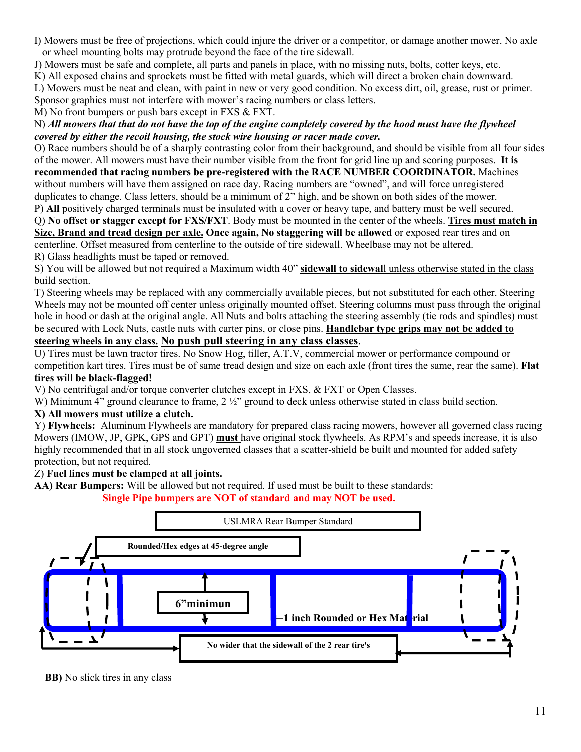I) Mowers must be free of projections, which could injure the driver or a competitor, or damage another mower. No axle or wheel mounting bolts may protrude beyond the face of the tire sidewall.

J) Mowers must be safe and complete, all parts and panels in place, with no missing nuts, bolts, cotter keys, etc.

K) All exposed chains and sprockets must be fitted with metal guards, which will direct a broken chain downward.

L) Mowers must be neat and clean, with paint in new or very good condition. No excess dirt, oil, grease, rust or primer. Sponsor graphics must not interfere with mower's racing numbers or class letters.

M) No front bumpers or push bars except in FXS & FXT.

N) ***All mowers that that do not have the top of the engine completely covered by the hood must have the flywheel covered by either the recoil housing, the stock wire housing or racer made cover.***

O) Race numbers should be of a sharply contrasting color from their background, and should be visible from all four sides of the mower. All mowers must have their number visible from the front for grid line up and scoring purposes. **It is recommended that racing numbers be pre-registered with the RACE NUMBER COORDINATOR.** Machines without numbers will have them assigned on race day. Racing numbers are "owned", and will force unregistered duplicates to change. Class letters, should be a minimum of 2" high, and be shown on both sides of the mower.

P) **All** positively charged terminals must be insulated with a cover or heavy tape, and battery must be well secured.

Q) **No offset or stagger except for FXS/FXT**. Body must be mounted in the center of the wheels. **Tires must match in Size, Brand and tread design per axle. Once again, No staggering will be allowed** or exposed rear tires and on centerline. Offset measured from centerline to the outside of tire sidewall. Wheelbase may not be altered.

R) Glass headlights must be taped or removed.

S) You will be allowed but not required a Maximum width 40" **sidewall to sidewal**l unless otherwise stated in the class build section.

T) Steering wheels may be replaced with any commercially available pieces, but not substituted for each other. Steering Wheels may not be mounted off center unless originally mounted offset. Steering columns must pass through the original hole in hood or dash at the original angle. All Nuts and bolts attaching the steering assembly (tie rods and spindles) must be secured with Lock Nuts, castle nuts with carter pins, or close pins. **Handlebar type grips may not be added to steering wheels in any class. No push pull steering in any class classes**.

U) Tires must be lawn tractor tires. No Snow Hog, tiller, A.T.V, commercial mower or performance compound or competition kart tires. Tires must be of same tread design and size on each axle (front tires the same, rear the same). **Flat tires will be black-flagged!**

V) No centrifugal and/or torque converter clutches except in FXS, & FXT or Open Classes.

W) Minimum 4" ground clearance to frame, 2 ½" ground to deck unless otherwise stated in class build section.

**X) All mowers must utilize a clutch.**

Y) **Flywheels:** Aluminum Flywheels are mandatory for prepared class racing mowers, however all governed class racing Mowers (IMOW, JP, GPK, GPS and GPT) **must** have original stock flywheels. As RPM's and speeds increase, it is also highly recommended that in all stock ungoverned classes that a scatter-shield be built and mounted for added safety protection, but not required.

Z) **Fuel lines must be clamped at all joints.**

**AA) Rear Bumpers:** Will be allowed but not required. If used must be built to these standards:

**Single Pipe bumpers are NOT of standard and may NOT be used.**

USLMRA Rear Bumper Standard

**Rounded/Hex edges at 45-degree angle**

**6"minimun**

**1 inch Rounded or Hex Material**

**No wider that the sidewall of the 2 rear tire's**

**BB)** No slick tires in any class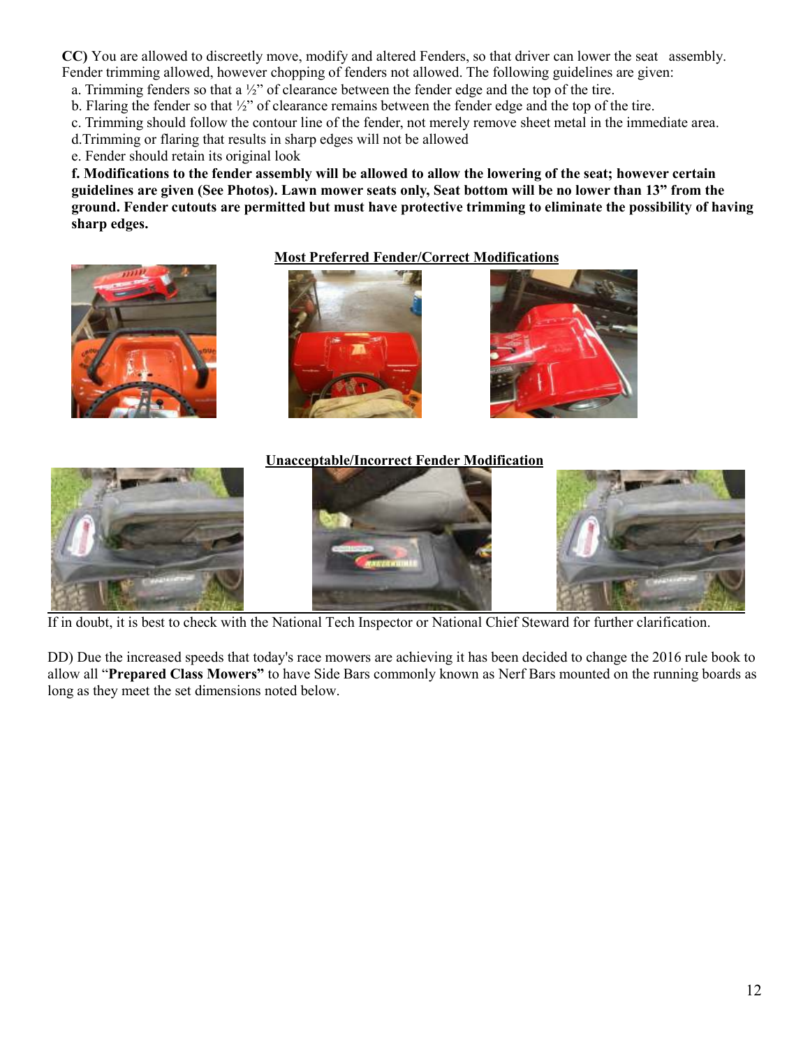**CC)** You are allowed to discreetly move, modify and altered Fenders, so that driver can lower the seat assembly. Fender trimming allowed, however chopping of fenders not allowed. The following guidelines are given:

a. Trimming fenders so that a ½" of clearance between the fender edge and the top of the tire.
b. Flaring the fender so that ½" of clearance remains between the fender edge and the top of the tire.
c. Trimming should follow the contour line of the fender, not merely remove sheet metal in the immediate area.
d. Trimming or flaring that results in sharp edges will not be allowed
e. Fender should retain its original look

**f. Modifications to the fender assembly will be allowed to allow the lowering of the seat; however certain guidelines are given (See Photos). Lawn mower seats only, Seat bottom will be no lower than 13" from the ground. Fender cutouts are permitted but must have protective trimming to eliminate the possibility of having sharp edges.**

**Most Preferred Fender/Correct Modifications**

**Unacceptable/Incorrect Fender Modification**

If in doubt, it is best to check with the National Tech Inspector or National Chief Steward for further clarification.

DD) Due the increased speeds that today's race mowers are achieving it has been decided to change the 2016 rule book to allow all "**Prepared Class Mowers"** to have Side Bars commonly known as Nerf Bars mounted on the running boards as long as they meet the set dimensions noted below.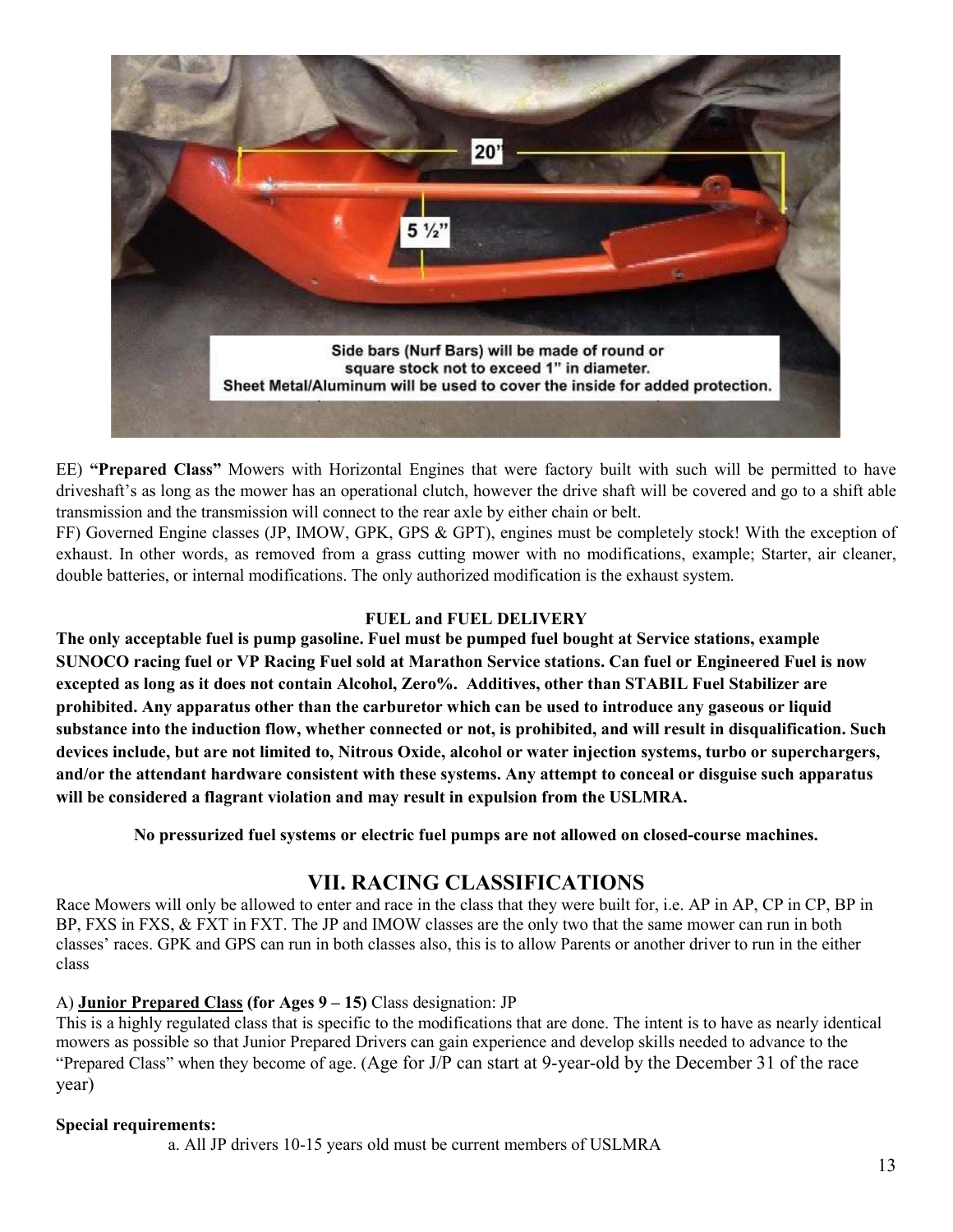Side bars (Nurf Bars) will be made of round or square stock not to exceed 1" in diameter.
Sheet Metal/Aluminum will be used to cover the inside for added protection.

EE) **"Prepared Class"** Mowers with Horizontal Engines that were factory built with such will be permitted to have driveshaft's as long as the mower has an operational clutch, however the drive shaft will be covered and go to a shift able transmission and the transmission will connect to the rear axle by either chain or belt.

FF) Governed Engine classes (JP, IMOW, GPK, GPS & GPT), engines must be completely stock! With the exception of exhaust. In other words, as removed from a grass cutting mower with no modifications, example; Starter, air cleaner, double batteries, or internal modifications. The only authorized modification is the exhaust system.

**FUEL and FUEL DELIVERY**

**The only acceptable fuel is pump gasoline. Fuel must be pumped fuel bought at Service stations, example SUNOCO racing fuel or VP Racing Fuel sold at Marathon Service stations. Can fuel or Engineered Fuel is now excepted as long as it does not contain Alcohol, Zero%. Additives, other than STABIL Fuel Stabilizer are prohibited. Any apparatus other than the carburetor which can be used to introduce any gaseous or liquid substance into the induction flow, whether connected or not, is prohibited, and will result in disqualification. Such devices include, but are not limited to, Nitrous Oxide, alcohol or water injection systems, turbo or superchargers, and/or the attendant hardware consistent with these systems. Any attempt to conceal or disguise such apparatus will be considered a flagrant violation and may result in expulsion from the USLMRA.**

**No pressurized fuel systems or electric fuel pumps are not allowed on closed-course machines.**

## VII. RACING CLASSIFICATIONS

Race Mowers will only be allowed to enter and race in the class that they were built for, i.e. AP in AP, CP in CP, BP in BP, FXS in FXS, & FXT in FXT. The JP and IMOW classes are the only two that the same mower can run in both classes' races. GPK and GPS can run in both classes also, this is to allow Parents or another driver to run in the either class

A) **<u>Junior Prepared Class</u> (for Ages 9 – 15)** Class designation: JP
This is a highly regulated class that is specific to the modifications that are done. The intent is to have as nearly identical mowers as possible so that Junior Prepared Drivers can gain experience and develop skills needed to advance to the "Prepared Class" when they become of age. (Age for J/P can start at 9-year-old by the December 31 of the race year)

**Special requirements:**

a. All JP drivers 10-15 years old must be current members of USLMRA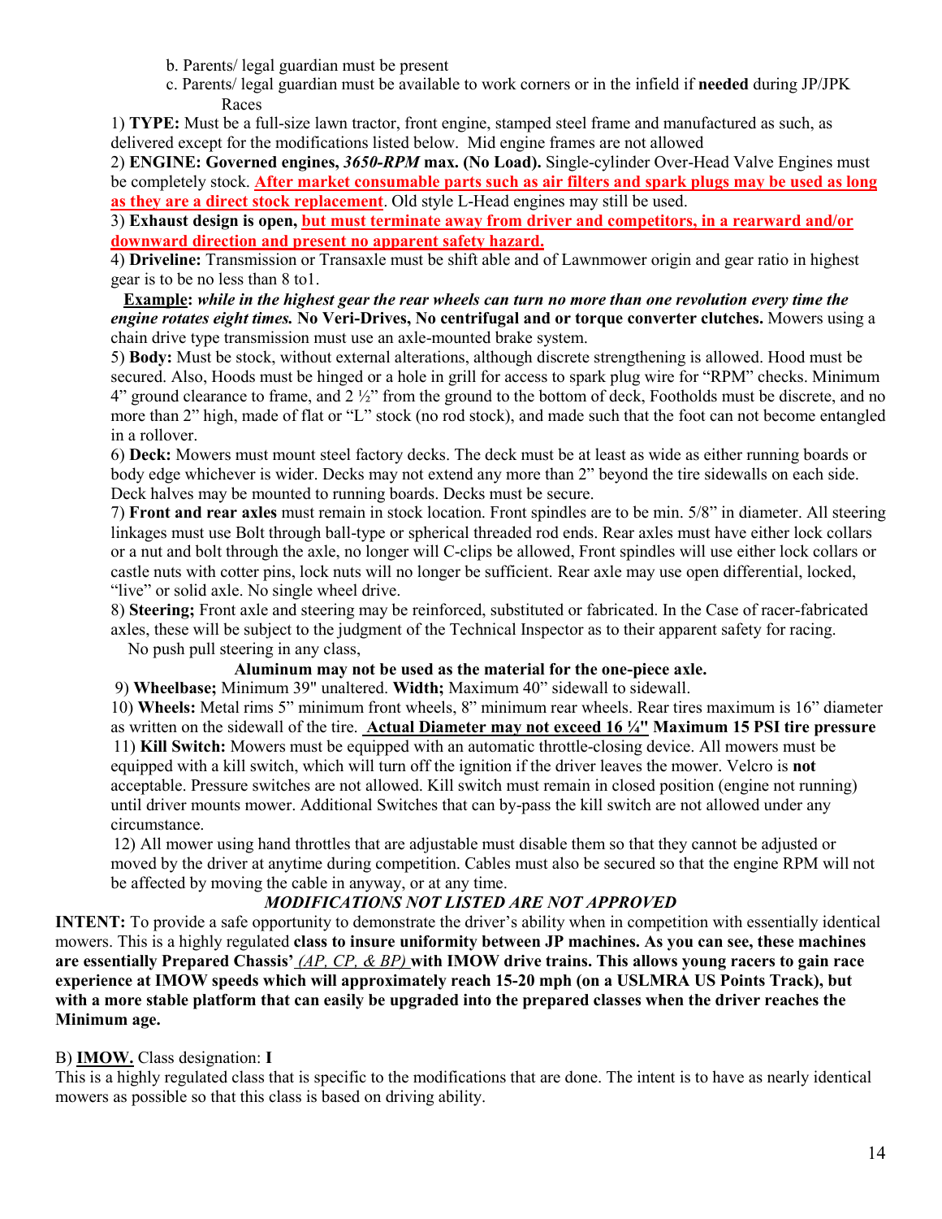b. Parents/ legal guardian must be present

c. Parents/ legal guardian must be available to work corners or in the infield if **needed** during JP/JPK Races

1) **TYPE:** Must be a full-size lawn tractor, front engine, stamped steel frame and manufactured as such, as delivered except for the modifications listed below. Mid engine frames are not allowed

2) **ENGINE: Governed engines, *3650-RPM* max. (No Load).** Single-cylinder Over-Head Valve Engines must be completely stock. **After market consumable parts such as air filters and spark plugs may be used as long as they are a direct stock replacement**. Old style L-Head engines may still be used.

3) **Exhaust design is open, but must terminate away from driver and competitors, in a rearward and/or downward direction and present no apparent safety hazard.**

4) **Driveline:** Transmission or Transaxle must be shift able and of Lawnmower origin and gear ratio in highest gear is to be no less than 8 to1.

**Example**: ***while in the highest gear the rear wheels can turn no more than one revolution every time the engine rotates eight times.*** **No Veri-Drives, No centrifugal and or torque converter clutches.** Mowers using a chain drive type transmission must use an axle-mounted brake system.

5) **Body:** Must be stock, without external alterations, although discrete strengthening is allowed. Hood must be secured. Also, Hoods must be hinged or a hole in grill for access to spark plug wire for "RPM" checks. Minimum 4" ground clearance to frame, and 2 ½" from the ground to the bottom of deck, Footholds must be discrete, and no more than 2" high, made of flat or "L" stock (no rod stock), and made such that the foot can not become entangled in a rollover.

6) **Deck:** Mowers must mount steel factory decks. The deck must be at least as wide as either running boards or body edge whichever is wider. Decks may not extend any more than 2" beyond the tire sidewalls on each side. Deck halves may be mounted to running boards. Decks must be secure.

7) **Front and rear axles** must remain in stock location. Front spindles are to be min. 5/8" in diameter. All steering linkages must use Bolt through ball-type or spherical threaded rod ends. Rear axles must have either lock collars or a nut and bolt through the axle, no longer will C-clips be allowed, Front spindles will use either lock collars or castle nuts with cotter pins, lock nuts will no longer be sufficient. Rear axle may use open differential, locked, "live" or solid axle. No single wheel drive.

8) **Steering;** Front axle and steering may be reinforced, substituted or fabricated. In the Case of racer-fabricated axles, these will be subject to the judgment of the Technical Inspector as to their apparent safety for racing. No push pull steering in any class,

**Aluminum may not be used as the material for the one-piece axle.**

9) **Wheelbase;** Minimum 39" unaltered. **Width;** Maximum 40" sidewall to sidewall.

10) **Wheels:** Metal rims 5" minimum front wheels, 8" minimum rear wheels. Rear tires maximum is 16" diameter as written on the sidewall of the tire. **Actual Diameter may not exceed 16 ¼" Maximum 15 PSI tire pressure**

11) **Kill Switch:** Mowers must be equipped with an automatic throttle-closing device. All mowers must be equipped with a kill switch, which will turn off the ignition if the driver leaves the mower. Velcro is **not** acceptable. Pressure switches are not allowed. Kill switch must remain in closed position (engine not running) until driver mounts mower. Additional Switches that can by-pass the kill switch are not allowed under any circumstance.

12) All mower using hand throttles that are adjustable must disable them so that they cannot be adjusted or moved by the driver at anytime during competition. Cables must also be secured so that the engine RPM will not be affected by moving the cable in anyway, or at any time.

*MODIFICATIONS NOT LISTED ARE NOT APPROVED*

**INTENT:** To provide a safe opportunity to demonstrate the driver's ability when in competition with essentially identical mowers. This is a highly regulated **class to insure uniformity between JP machines. As you can see, these machines are essentially Prepared Chassis'** *(AP, CP, & BP)* **with IMOW drive trains. This allows young racers to gain race experience at IMOW speeds which will approximately reach 15-20 mph (on a USLMRA US Points Track), but with a more stable platform that can easily be upgraded into the prepared classes when the driver reaches the Minimum age.**

B) **IMOW.** Class designation: **I**

This is a highly regulated class that is specific to the modifications that are done. The intent is to have as nearly identical mowers as possible so that this class is based on driving ability.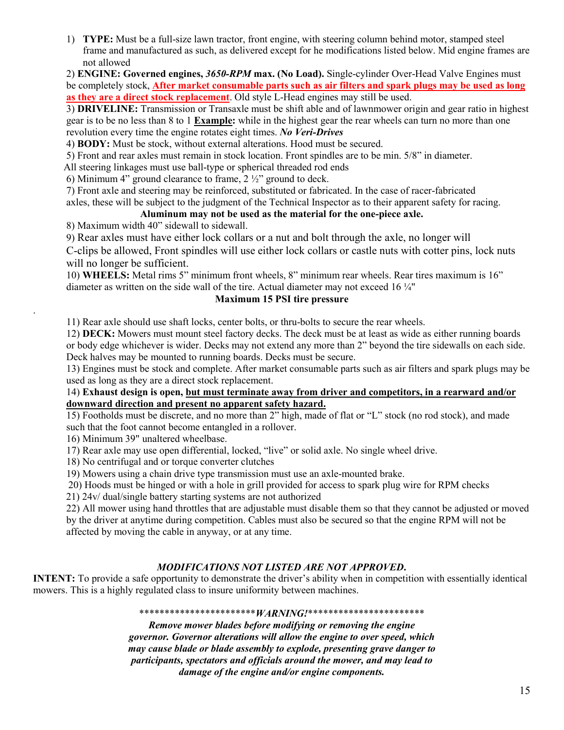1) **TYPE:** Must be a full-size lawn tractor, front engine, with steering column behind motor, stamped steel frame and manufactured as such, as delivered except for he modifications listed below. Mid engine frames are not allowed

2) **ENGINE: Governed engines, *3650-RPM* max. (No Load).** Single-cylinder Over-Head Valve Engines must be completely stock, **After market consumable parts such as air filters and spark plugs may be used as long as they are a direct stock replacement**. Old style L-Head engines may still be used.

3) **DRIVELINE:** Transmission or Transaxle must be shift able and of lawnmower origin and gear ratio in highest gear is to be no less than 8 to 1 **Example:** while in the highest gear the rear wheels can turn no more than one revolution every time the engine rotates eight times. ***No Veri-Drives***

4) **BODY:** Must be stock, without external alterations. Hood must be secured.

5) Front and rear axles must remain in stock location. Front spindles are to be min. 5/8" in diameter. All steering linkages must use ball-type or spherical threaded rod ends

6) Minimum 4" ground clearance to frame, 2 ½" ground to deck.

7) Front axle and steering may be reinforced, substituted or fabricated. In the case of racer-fabricated axles, these will be subject to the judgment of the Technical Inspector as to their apparent safety for racing.

**Aluminum may not be used as the material for the one-piece axle.**

8) Maximum width 40" sidewall to sidewall.

9) Rear axles must have either lock collars or a nut and bolt through the axle, no longer will C-clips be allowed, Front spindles will use either lock collars or castle nuts with cotter pins, lock nuts will no longer be sufficient.

10) **WHEELS:** Metal rims 5" minimum front wheels, 8" minimum rear wheels. Rear tires maximum is 16" diameter as written on the side wall of the tire. Actual diameter may not exceed 16 ¼"

**Maximum 15 PSI tire pressure**

11) Rear axle should use shaft locks, center bolts, or thru-bolts to secure the rear wheels.

12) **DECK:** Mowers must mount steel factory decks. The deck must be at least as wide as either running boards or body edge whichever is wider. Decks may not extend any more than 2" beyond the tire sidewalls on each side. Deck halves may be mounted to running boards. Decks must be secure.

13) Engines must be stock and complete. After market consumable parts such as air filters and spark plugs may be used as long as they are a direct stock replacement.

14) **Exhaust design is open, but must terminate away from driver and competitors, in a rearward and/or downward direction and present no apparent safety hazard.**

15) Footholds must be discrete, and no more than 2" high, made of flat or "L" stock (no rod stock), and made such that the foot cannot become entangled in a rollover.

16) Minimum 39" unaltered wheelbase.

17) Rear axle may use open differential, locked, "live" or solid axle. No single wheel drive.

18) No centrifugal and or torque converter clutches

19) Mowers using a chain drive type transmission must use an axle-mounted brake.

20) Hoods must be hinged or with a hole in grill provided for access to spark plug wire for RPM checks

21) 24v/ dual/single battery starting systems are not authorized

22) All mower using hand throttles that are adjustable must disable them so that they cannot be adjusted or moved by the driver at anytime during competition. Cables must also be secured so that the engine RPM will not be affected by moving the cable in anyway, or at any time.

***MODIFICATIONS NOT LISTED ARE NOT APPROVED.***

**INTENT:** To provide a safe opportunity to demonstrate the driver's ability when in competition with essentially identical mowers. This is a highly regulated class to insure uniformity between machines.

**********************\****WARNING!****\***********************

***Remove mower blades before modifying or removing the engine governor. Governor alterations will allow the engine to over speed, which may cause blade or blade assembly to explode, presenting grave danger to participants, spectators and officials around the mower, and may lead to damage of the engine and/or engine components.***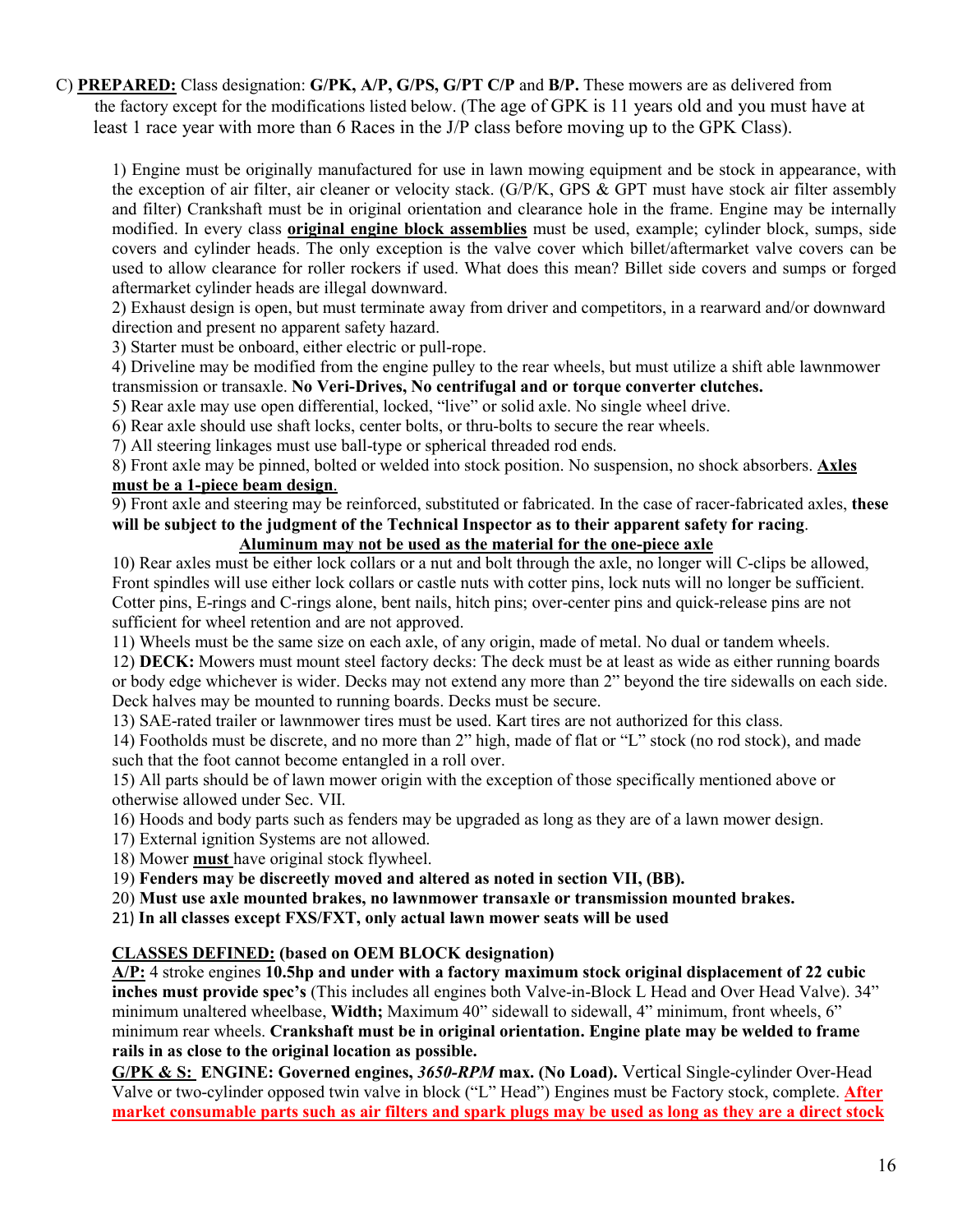C) **PREPARED:** Class designation: **G/PK, A/P, G/PS, G/PT C/P** and **B/P.** These mowers are as delivered from the factory except for the modifications listed below. (The age of GPK is 11 years old and you must have at least 1 race year with more than 6 Races in the J/P class before moving up to the GPK Class).

1) Engine must be originally manufactured for use in lawn mowing equipment and be stock in appearance, with the exception of air filter, air cleaner or velocity stack. (G/P/K, GPS & GPT must have stock air filter assembly and filter) Crankshaft must be in original orientation and clearance hole in the frame. Engine may be internally modified. In every class **original engine block assemblies** must be used, example; cylinder block, sumps, side covers and cylinder heads. The only exception is the valve cover which billet/aftermarket valve covers can be used to allow clearance for roller rockers if used. What does this mean? Billet side covers and sumps or forged aftermarket cylinder heads are illegal downward.

2) Exhaust design is open, but must terminate away from driver and competitors, in a rearward and/or downward direction and present no apparent safety hazard.

3) Starter must be onboard, either electric or pull-rope.

4) Driveline may be modified from the engine pulley to the rear wheels, but must utilize a shift able lawnmower transmission or transaxle. **No Veri-Drives, No centrifugal and or torque converter clutches.**

5) Rear axle may use open differential, locked, "live" or solid axle. No single wheel drive.

6) Rear axle should use shaft locks, center bolts, or thru-bolts to secure the rear wheels.

7) All steering linkages must use ball-type or spherical threaded rod ends.

8) Front axle may be pinned, bolted or welded into stock position. No suspension, no shock absorbers. **Axles must be a 1-piece beam design**.

9) Front axle and steering may be reinforced, substituted or fabricated. In the case of racer-fabricated axles, **these will be subject to the judgment of the Technical Inspector as to their apparent safety for racing**.
**Aluminum may not be used as the material for the one-piece axle**

10) Rear axles must be either lock collars or a nut and bolt through the axle, no longer will C-clips be allowed, Front spindles will use either lock collars or castle nuts with cotter pins, lock nuts will no longer be sufficient. Cotter pins, E-rings and C-rings alone, bent nails, hitch pins; over-center pins and quick-release pins are not sufficient for wheel retention and are not approved.

11) Wheels must be the same size on each axle, of any origin, made of metal. No dual or tandem wheels.

12) **DECK:** Mowers must mount steel factory decks: The deck must be at least as wide as either running boards or body edge whichever is wider. Decks may not extend any more than 2" beyond the tire sidewalls on each side. Deck halves may be mounted to running boards. Decks must be secure.

13) SAE-rated trailer or lawnmower tires must be used. Kart tires are not authorized for this class.

14) Footholds must be discrete, and no more than 2" high, made of flat or "L" stock (no rod stock), and made such that the foot cannot become entangled in a roll over.

15) All parts should be of lawn mower origin with the exception of those specifically mentioned above or otherwise allowed under Sec. VII.

16) Hoods and body parts such as fenders may be upgraded as long as they are of a lawn mower design.

17) External ignition Systems are not allowed.

18) Mower **must** have original stock flywheel.

19) **Fenders may be discreetly moved and altered as noted in section VII, (BB).**

20) **Must use axle mounted brakes, no lawnmower transaxle or transmission mounted brakes.**

21) **In all classes except FXS/FXT, only actual lawn mower seats will be used**

**CLASSES DEFINED: (based on OEM BLOCK designation)**

**A/P:** 4 stroke engines **10.5hp and under with a factory maximum stock original displacement of 22 cubic inches must provide spec's** (This includes all engines both Valve-in-Block L Head and Over Head Valve). 34" minimum unaltered wheelbase, **Width;** Maximum 40" sidewall to sidewall, 4" minimum, front wheels, 6" minimum rear wheels. **Crankshaft must be in original orientation. Engine plate may be welded to frame rails in as close to the original location as possible.**

**G/PK & S: ENGINE: Governed engines, *3650-RPM* max. (No Load).** Vertical Single-cylinder Over-Head Valve or two-cylinder opposed twin valve in block ("L" Head") Engines must be Factory stock, complete. **After market consumable parts such as air filters and spark plugs may be used as long as they are a direct stock**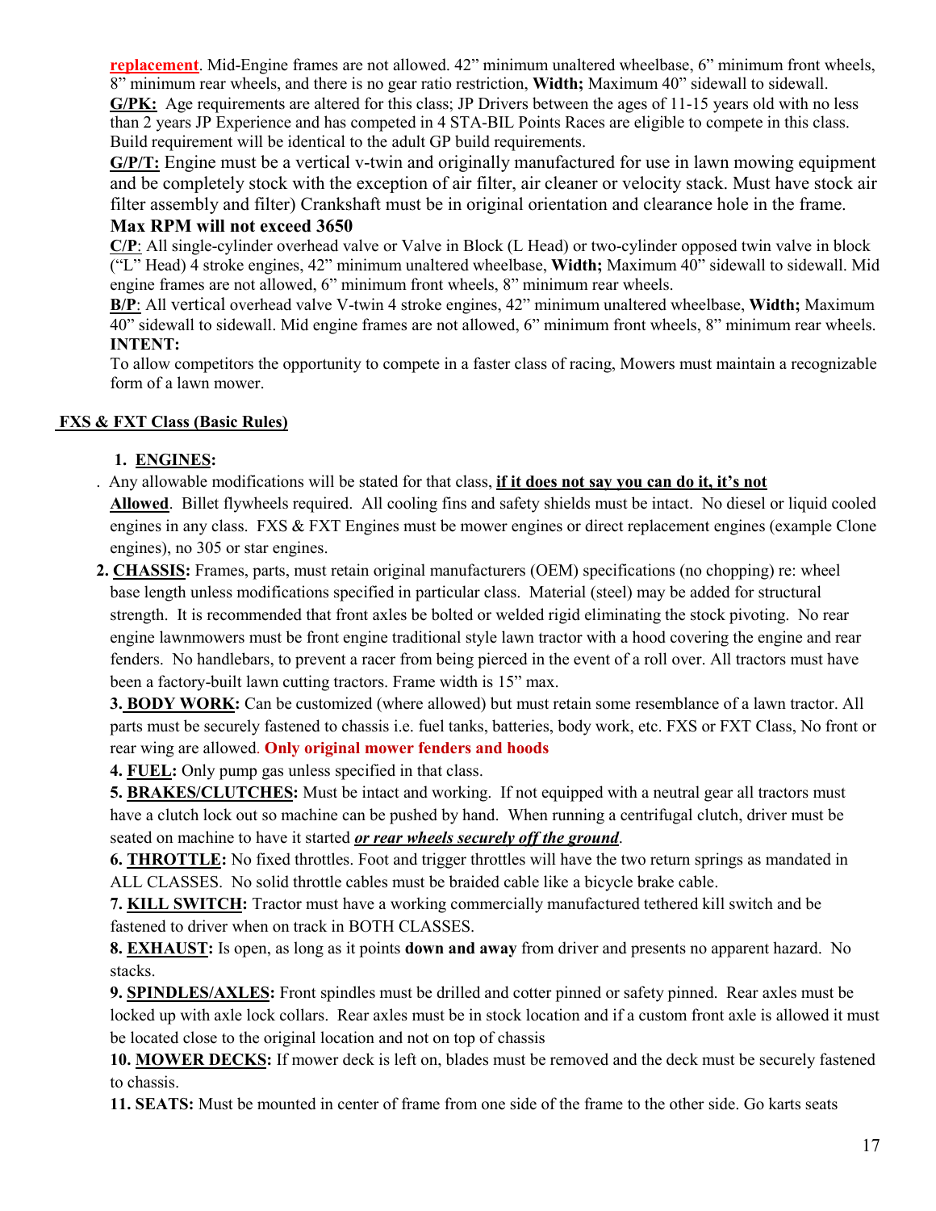**replacement**. Mid-Engine frames are not allowed. 42" minimum unaltered wheelbase, 6" minimum front wheels, 8" minimum rear wheels, and there is no gear ratio restriction, **Width;** Maximum 40" sidewall to sidewall.

**G/PK:** Age requirements are altered for this class; JP Drivers between the ages of 11-15 years old with no less than 2 years JP Experience and has competed in 4 STA-BIL Points Races are eligible to compete in this class. Build requirement will be identical to the adult GP build requirements.

**G/P/T:** Engine must be a vertical v-twin and originally manufactured for use in lawn mowing equipment and be completely stock with the exception of air filter, air cleaner or velocity stack. Must have stock air filter assembly and filter) Crankshaft must be in original orientation and clearance hole in the frame.

**Max RPM will not exceed 3650**

**C/P**: All single-cylinder overhead valve or Valve in Block (L Head) or two-cylinder opposed twin valve in block ("L" Head) 4 stroke engines, 42" minimum unaltered wheelbase, **Width;** Maximum 40" sidewall to sidewall. Mid engine frames are not allowed, 6" minimum front wheels, 8" minimum rear wheels.

**B/P**: All vertical overhead valve V-twin 4 stroke engines, 42" minimum unaltered wheelbase, **Width;** Maximum 40" sidewall to sidewall. Mid engine frames are not allowed, 6" minimum front wheels, 8" minimum rear wheels.

**INTENT:**

To allow competitors the opportunity to compete in a faster class of racing, Mowers must maintain a recognizable form of a lawn mower.

## FXS & FXT Class (Basic Rules)

1. **ENGINES:**

. Any allowable modifications will be stated for that class, **if it does not say you can do it, it's not Allowed**. Billet flywheels required. All cooling fins and safety shields must be intact. No diesel or liquid cooled engines in any class. FXS & FXT Engines must be mower engines or direct replacement engines (example Clone engines), no 305 or star engines.

2. **CHASSIS:** Frames, parts, must retain original manufacturers (OEM) specifications (no chopping) re: wheel base length unless modifications specified in particular class. Material (steel) may be added for structural strength. It is recommended that front axles be bolted or welded rigid eliminating the stock pivoting. No rear engine lawnmowers must be front engine traditional style lawn tractor with a hood covering the engine and rear fenders. No handlebars, to prevent a racer from being pierced in the event of a roll over. All tractors must have been a factory-built lawn cutting tractors. Frame width is 15" max.

3. **BODY WORK:** Can be customized (where allowed) but must retain some resemblance of a lawn tractor. All parts must be securely fastened to chassis i.e. fuel tanks, batteries, body work, etc. FXS or FXT Class, No front or rear wing are allowed. **Only original mower fenders and hoods**

4. **FUEL:** Only pump gas unless specified in that class.

5. **BRAKES/CLUTCHES:** Must be intact and working. If not equipped with a neutral gear all tractors must have a clutch lock out so machine can be pushed by hand. When running a centrifugal clutch, driver must be seated on machine to have it started ***or rear wheels securely off the ground***.

6. **THROTTLE:** No fixed throttles. Foot and trigger throttles will have the two return springs as mandated in ALL CLASSES. No solid throttle cables must be braided cable like a bicycle brake cable.

7. **KILL SWITCH:** Tractor must have a working commercially manufactured tethered kill switch and be fastened to driver when on track in BOTH CLASSES.

8. **EXHAUST:** Is open, as long as it points **down and away** from driver and presents no apparent hazard. No stacks.

9. **SPINDLES/AXLES:** Front spindles must be drilled and cotter pinned or safety pinned. Rear axles must be locked up with axle lock collars. Rear axles must be in stock location and if a custom front axle is allowed it must be located close to the original location and not on top of chassis

10. **MOWER DECKS:** If mower deck is left on, blades must be removed and the deck must be securely fastened to chassis.

11. **SEATS:** Must be mounted in center of frame from one side of the frame to the other side. Go karts seats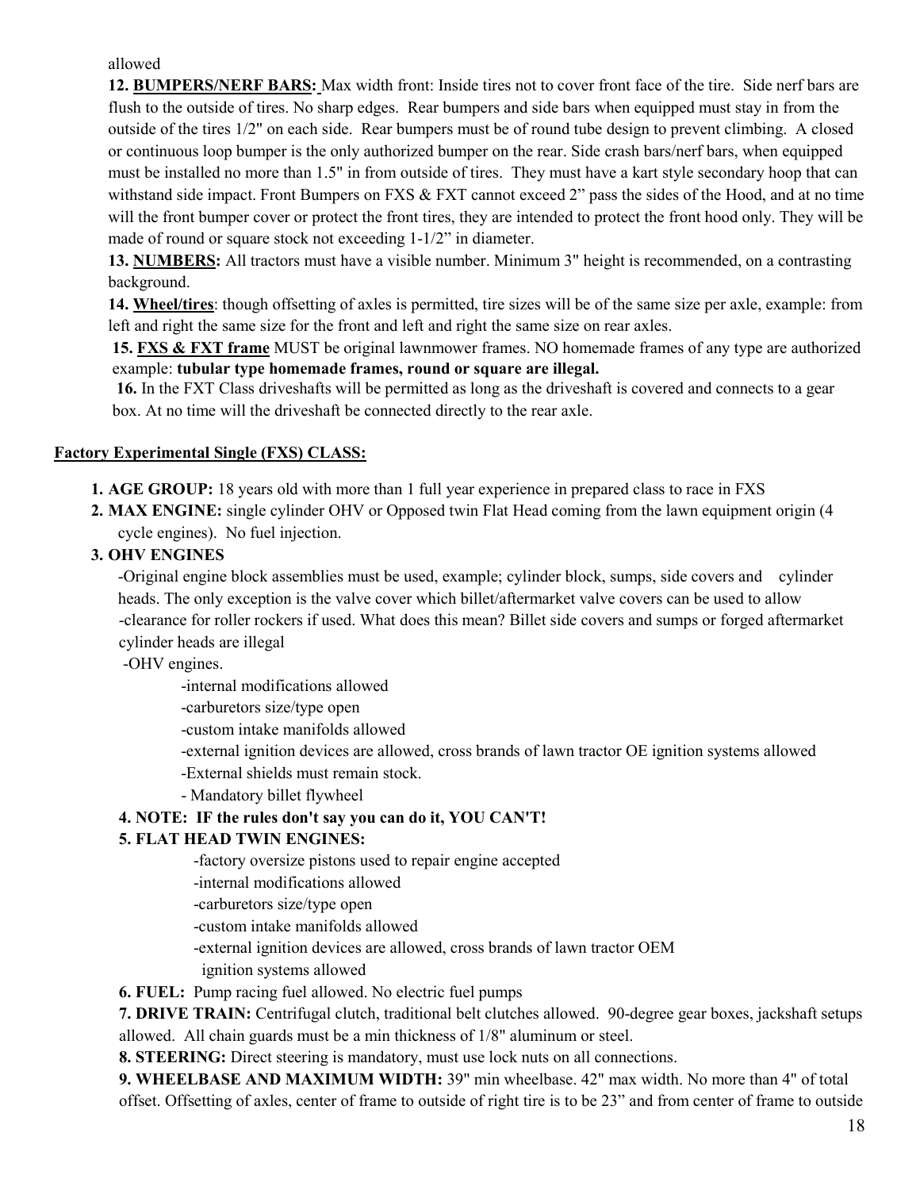allowed

**12. <u>BUMPERS/NERF BARS:</u>** Max width front: Inside tires not to cover front face of the tire. Side nerf bars are flush to the outside of tires. No sharp edges. Rear bumpers and side bars when equipped must stay in from the outside of the tires 1/2" on each side. Rear bumpers must be of round tube design to prevent climbing. A closed or continuous loop bumper is the only authorized bumper on the rear. Side crash bars/nerf bars, when equipped must be installed no more than 1.5" in from outside of tires. They must have a kart style secondary hoop that can withstand side impact. Front Bumpers on FXS & FXT cannot exceed 2" pass the sides of the Hood, and at no time will the front bumper cover or protect the front tires, they are intended to protect the front hood only. They will be made of round or square stock not exceeding 1-1/2" in diameter.

**13. <u>NUMBERS:</u>** All tractors must have a visible number. Minimum 3" height is recommended, on a contrasting background.

**14. <u>Wheel/tires</u>**: though offsetting of axles is permitted, tire sizes will be of the same size per axle, example: from left and right the same size for the front and left and right the same size on rear axles.

**15. <u>FXS & FXT frame</u>** MUST be original lawnmower frames. NO homemade frames of any type are authorized example: **tubular type homemade frames, round or square are illegal.**

**16.** In the FXT Class driveshafts will be permitted as long as the driveshaft is covered and connects to a gear box. At no time will the driveshaft be connected directly to the rear axle.

**<u>Factory Experimental Single (FXS) CLASS:</u>**

1. **AGE GROUP:** 18 years old with more than 1 full year experience in prepared class to race in FXS
2. **MAX ENGINE:** single cylinder OHV or Opposed twin Flat Head coming from the lawn equipment origin (4 cycle engines). No fuel injection.
3. **OHV ENGINES**

   -Original engine block assemblies must be used, example; cylinder block, sumps, side covers and cylinder heads. The only exception is the valve cover which billet/aftermarket valve covers can be used to allow -clearance for roller rockers if used. What does this mean? Billet side covers and sumps or forged aftermarket cylinder heads are illegal

   -OHV engines.

   -internal modifications allowed
   -carburetors size/type open
   -custom intake manifolds allowed
   -external ignition devices are allowed, cross brands of lawn tractor OE ignition systems allowed
   -External shields must remain stock.
   - Mandatory billet flywheel

**4. NOTE: IF the rules don't say you can do it, YOU CAN'T!**

**5. FLAT HEAD TWIN ENGINES:**

-factory oversize pistons used to repair engine accepted
-internal modifications allowed
-carburetors size/type open
-custom intake manifolds allowed
-external ignition devices are allowed, cross brands of lawn tractor OEM ignition systems allowed

**6. FUEL:** Pump racing fuel allowed. No electric fuel pumps

**7. DRIVE TRAIN:** Centrifugal clutch, traditional belt clutches allowed. 90-degree gear boxes, jackshaft setups allowed. All chain guards must be a min thickness of 1/8" aluminum or steel.

**8. STEERING:** Direct steering is mandatory, must use lock nuts on all connections.

**9. WHEELBASE AND MAXIMUM WIDTH:** 39" min wheelbase. 42" max width. No more than 4" of total offset. Offsetting of axles, center of frame to outside of right tire is to be 23" and from center of frame to outside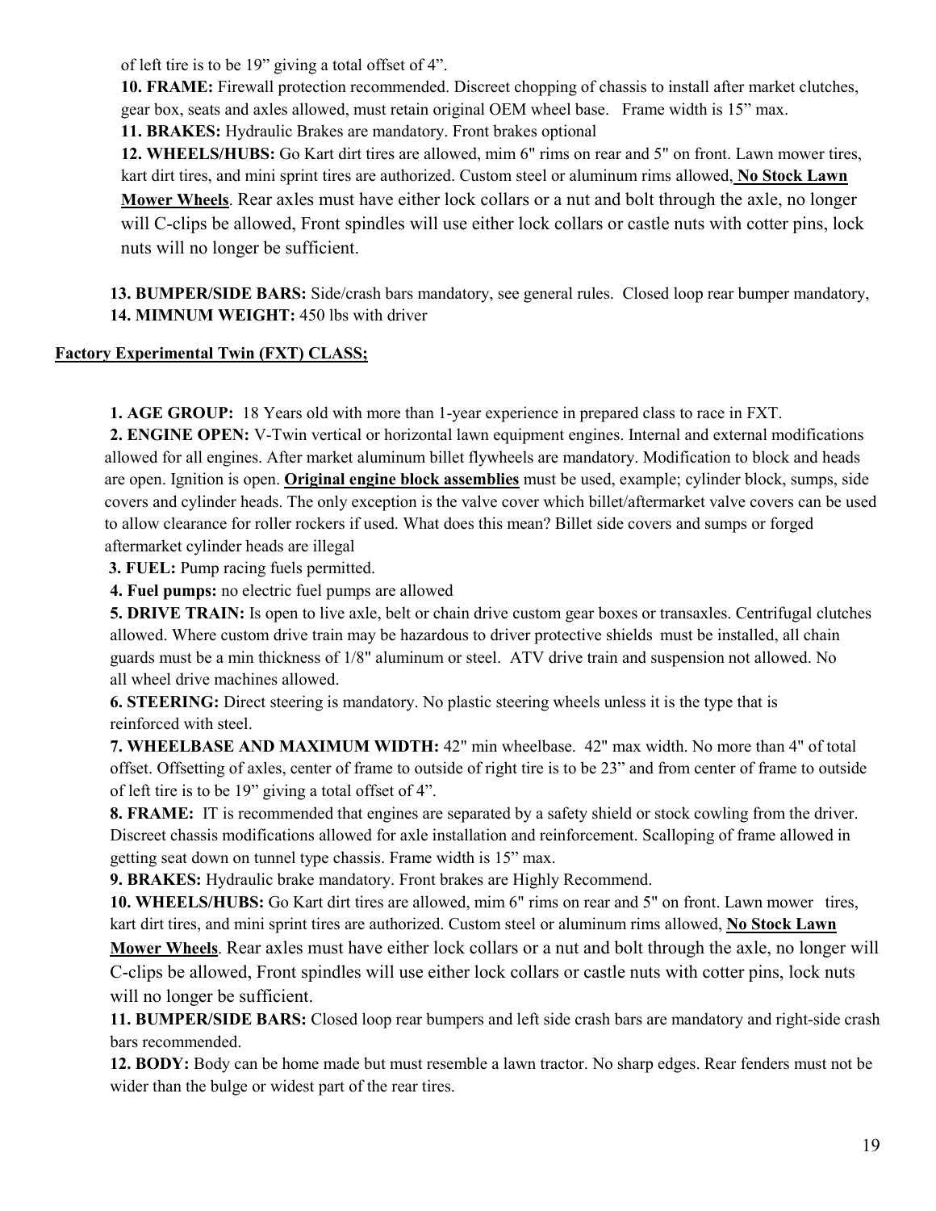of left tire is to be 19" giving a total offset of 4".

**10. FRAME:** Firewall protection recommended. Discreet chopping of chassis to install after market clutches, gear box, seats and axles allowed, must retain original OEM wheel base.  Frame width is 15" max.

**11. BRAKES:** Hydraulic Brakes are mandatory. Front brakes optional

**12. WHEELS/HUBS:** Go Kart dirt tires are allowed, mim 6" rims on rear and 5" on front. Lawn mower tires, kart dirt tires, and mini sprint tires are authorized. Custom steel or aluminum rims allowed, **No Stock Lawn Mower Wheels**. Rear axles must have either lock collars or a nut and bolt through the axle, no longer will C-clips be allowed, Front spindles will use either lock collars or castle nuts with cotter pins, lock nuts will no longer be sufficient.

**13. BUMPER/SIDE BARS:** Side/crash bars mandatory, see general rules.  Closed loop rear bumper mandatory,

**14. MIMNUM WEIGHT:** 450 lbs with driver

## Factory Experimental Twin (FXT) CLASS;

**1. AGE GROUP:** 18 Years old with more than 1-year experience in prepared class to race in FXT.

**2. ENGINE OPEN:** V-Twin vertical or horizontal lawn equipment engines. Internal and external modifications allowed for all engines. After market aluminum billet flywheels are mandatory. Modification to block and heads are open. Ignition is open. **Original engine block assemblies** must be used, example; cylinder block, sumps, side covers and cylinder heads. The only exception is the valve cover which billet/aftermarket valve covers can be used to allow clearance for roller rockers if used. What does this mean? Billet side covers and sumps or forged aftermarket cylinder heads are illegal

**3. FUEL:** Pump racing fuels permitted.

**4. Fuel pumps:** no electric fuel pumps are allowed

**5. DRIVE TRAIN:** Is open to live axle, belt or chain drive custom gear boxes or transaxles. Centrifugal clutches allowed. Where custom drive train may be hazardous to driver protective shields must be installed, all chain guards must be a min thickness of 1/8" aluminum or steel.  ATV drive train and suspension not allowed. No all wheel drive machines allowed.

**6. STEERING:** Direct steering is mandatory. No plastic steering wheels unless it is the type that is reinforced with steel.

**7. WHEELBASE AND MAXIMUM WIDTH:** 42" min wheelbase.  42" max width. No more than 4" of total offset. Offsetting of axles, center of frame to outside of right tire is to be 23" and from center of frame to outside of left tire is to be 19" giving a total offset of 4".

**8. FRAME:** IT is recommended that engines are separated by a safety shield or stock cowling from the driver. Discreet chassis modifications allowed for axle installation and reinforcement. Scalloping of frame allowed in getting seat down on tunnel type chassis. Frame width is 15" max.

**9. BRAKES:** Hydraulic brake mandatory. Front brakes are Highly Recommend.

**10. WHEELS/HUBS:** Go Kart dirt tires are allowed, mim 6" rims on rear and 5" on front. Lawn mower tires, kart dirt tires, and mini sprint tires are authorized. Custom steel or aluminum rims allowed, **No Stock Lawn Mower Wheels**. Rear axles must have either lock collars or a nut and bolt through the axle, no longer will C-clips be allowed, Front spindles will use either lock collars or castle nuts with cotter pins, lock nuts will no longer be sufficient.

**11. BUMPER/SIDE BARS:** Closed loop rear bumpers and left side crash bars are mandatory and right-side crash bars recommended.

**12. BODY:** Body can be home made but must resemble a lawn tractor. No sharp edges. Rear fenders must not be wider than the bulge or widest part of the rear tires.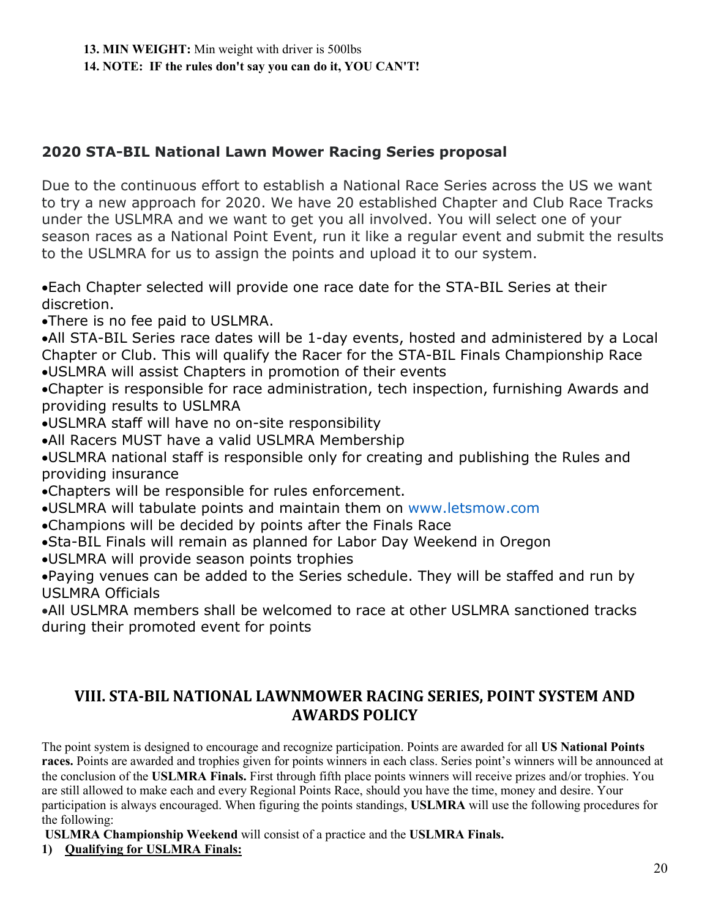13. **MIN WEIGHT:** Min weight with driver is 500lbs
14. **NOTE: IF the rules don't say you can do it, YOU CAN'T!**

## 2020 STA-BIL National Lawn Mower Racing Series proposal

Due to the continuous effort to establish a National Race Series across the US we want to try a new approach for 2020. We have 20 established Chapter and Club Race Tracks under the USLMRA and we want to get you all involved. You will select one of your season races as a National Point Event, run it like a regular event and submit the results to the USLMRA for us to assign the points and upload it to our system.

- Each Chapter selected will provide one race date for the STA-BIL Series at their discretion.
- There is no fee paid to USLMRA.
- All STA-BIL Series race dates will be 1-day events, hosted and administered by a Local Chapter or Club. This will qualify the Racer for the STA-BIL Finals Championship Race
- USLMRA will assist Chapters in promotion of their events
- Chapter is responsible for race administration, tech inspection, furnishing Awards and providing results to USLMRA
- USLMRA staff will have no on-site responsibility
- All Racers MUST have a valid USLMRA Membership
- USLMRA national staff is responsible only for creating and publishing the Rules and providing insurance
- Chapters will be responsible for rules enforcement.
- USLMRA will tabulate points and maintain them on www.letsmow.com
- Champions will be decided by points after the Finals Race
- Sta-BIL Finals will remain as planned for Labor Day Weekend in Oregon
- USLMRA will provide season points trophies
- Paying venues can be added to the Series schedule. They will be staffed and run by USLMRA Officials
- All USLMRA members shall be welcomed to race at other USLMRA sanctioned tracks during their promoted event for points

## VIII. STA-BIL NATIONAL LAWNMOWER RACING SERIES, POINT SYSTEM AND AWARDS POLICY

The point system is designed to encourage and recognize participation. Points are awarded for all **US National Points races.** Points are awarded and trophies given for points winners in each class. Series point's winners will be announced at the conclusion of the **USLMRA Finals.** First through fifth place points winners will receive prizes and/or trophies. You are still allowed to make each and every Regional Points Race, should you have the time, money and desire. Your participation is always encouraged. When figuring the points standings, **USLMRA** will use the following procedures for the following:

**USLMRA Championship Weekend** will consist of a practice and the **USLMRA Finals.**

1) **Qualifying for USLMRA Finals:**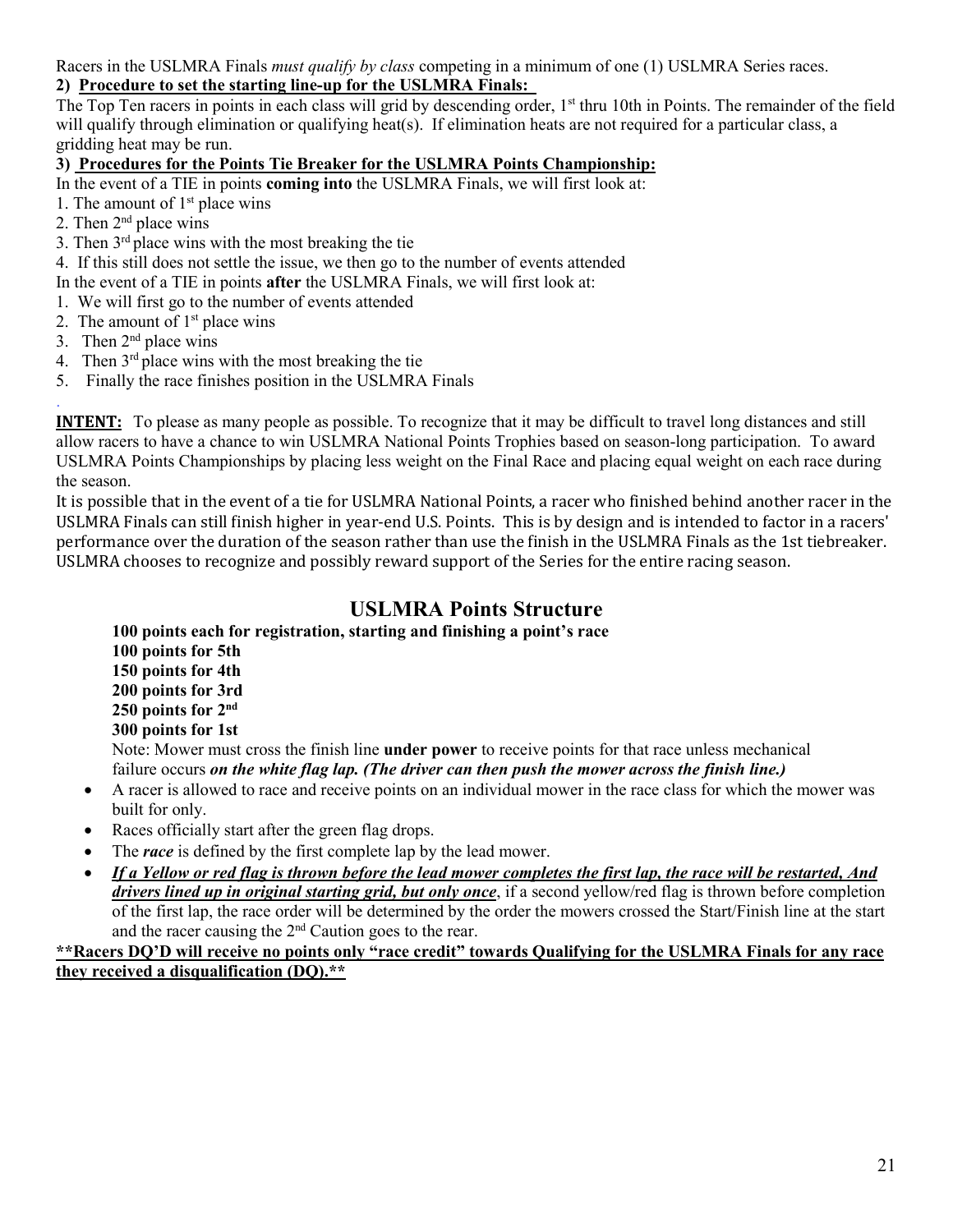Racers in the USLMRA Finals *must qualify by class* competing in a minimum of one (1) USLMRA Series races.

**2) Procedure to set the starting line-up for the USLMRA Finals:**

The Top Ten racers in points in each class will grid by descending order, 1st thru 10th in Points. The remainder of the field will qualify through elimination or qualifying heat(s). If elimination heats are not required for a particular class, a gridding heat may be run.

**3) Procedures for the Points Tie Breaker for the USLMRA Points Championship:**

In the event of a TIE in points **coming into** the USLMRA Finals, we will first look at:

1. The amount of 1st place wins
2. Then 2nd place wins
3. Then 3rd place wins with the most breaking the tie
4. If this still does not settle the issue, we then go to the number of events attended

In the event of a TIE in points **after** the USLMRA Finals, we will first look at:

1. We will first go to the number of events attended
2. The amount of 1st place wins
3. Then 2nd place wins
4. Then 3rd place wins with the most breaking the tie
5. Finally the race finishes position in the USLMRA Finals

**INTENT:** To please as many people as possible. To recognize that it may be difficult to travel long distances and still allow racers to have a chance to win USLMRA National Points Trophies based on season-long participation. To award USLMRA Points Championships by placing less weight on the Final Race and placing equal weight on each race during the season.

It is possible that in the event of a tie for USLMRA National Points, a racer who finished behind another racer in the USLMRA Finals can still finish higher in year-end U.S. Points. This is by design and is intended to factor in a racers' performance over the duration of the season rather than use the finish in the USLMRA Finals as the 1st tiebreaker. USLMRA chooses to recognize and possibly reward support of the Series for the entire racing season.

## USLMRA Points Structure

**100 points each for registration, starting and finishing a point's race**
**100 points for 5th**
**150 points for 4th**
**200 points for 3rd**
**250 points for 2nd**
**300 points for 1st**

Note: Mower must cross the finish line **under power** to receive points for that race unless mechanical failure occurs ***on the white flag lap. (The driver can then push the mower across the finish line.)***

- A racer is allowed to race and receive points on an individual mower in the race class for which the mower was built for only.
- Races officially start after the green flag drops.
- The ***race*** is defined by the first complete lap by the lead mower.
- ***If a Yellow or red flag is thrown before the lead mower completes the first lap, the race will be restarted, And drivers lined up in original starting grid, but only once***, if a second yellow/red flag is thrown before completion of the first lap, the race order will be determined by the order the mowers crossed the Start/Finish line at the start and the racer causing the 2nd Caution goes to the rear.

**\*\*Racers DQ'D will receive no points only "race credit" towards Qualifying for the USLMRA Finals for any race they received a disqualification (DQ).\*\***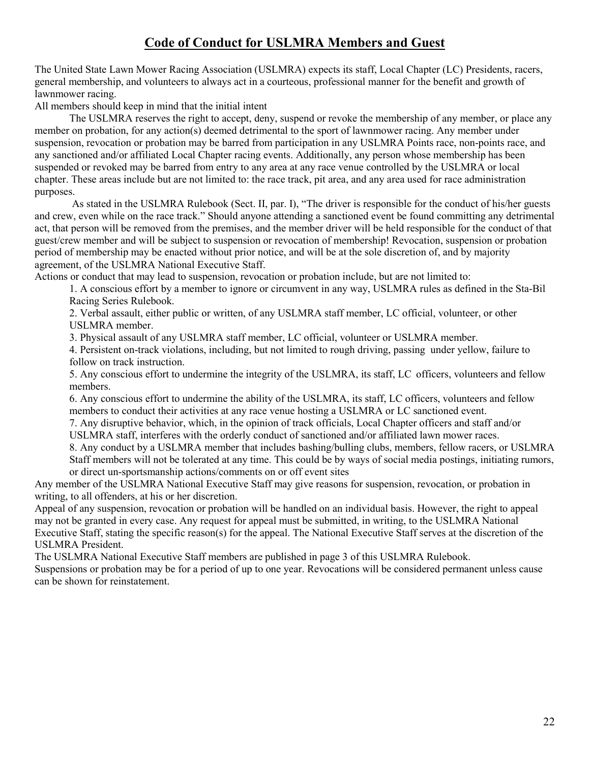# Code of Conduct for USLMRA Members and Guest

The United State Lawn Mower Racing Association (USLMRA) expects its staff, Local Chapter (LC) Presidents, racers, general membership, and volunteers to always act in a courteous, professional manner for the benefit and growth of lawnmower racing.

All members should keep in mind that the initial intent

The USLMRA reserves the right to accept, deny, suspend or revoke the membership of any member, or place any member on probation, for any action(s) deemed detrimental to the sport of lawnmower racing. Any member under suspension, revocation or probation may be barred from participation in any USLMRA Points race, non-points race, and any sanctioned and/or affiliated Local Chapter racing events. Additionally, any person whose membership has been suspended or revoked may be barred from entry to any area at any race venue controlled by the USLMRA or local chapter. These areas include but are not limited to: the race track, pit area, and any area used for race administration purposes.

As stated in the USLMRA Rulebook (Sect. II, par. I), "The driver is responsible for the conduct of his/her guests and crew, even while on the race track." Should anyone attending a sanctioned event be found committing any detrimental act, that person will be removed from the premises, and the member driver will be held responsible for the conduct of that guest/crew member and will be subject to suspension or revocation of membership! Revocation, suspension or probation period of membership may be enacted without prior notice, and will be at the sole discretion of, and by majority agreement, of the USLMRA National Executive Staff.

Actions or conduct that may lead to suspension, revocation or probation include, but are not limited to:

1. A conscious effort by a member to ignore or circumvent in any way, USLMRA rules as defined in the Sta-Bil Racing Series Rulebook.
2. Verbal assault, either public or written, of any USLMRA staff member, LC official, volunteer, or other USLMRA member.
3. Physical assault of any USLMRA staff member, LC official, volunteer or USLMRA member.
4. Persistent on-track violations, including, but not limited to rough driving, passing under yellow, failure to follow on track instruction.
5. Any conscious effort to undermine the integrity of the USLMRA, its staff, LC officers, volunteers and fellow members.
6. Any conscious effort to undermine the ability of the USLMRA, its staff, LC officers, volunteers and fellow members to conduct their activities at any race venue hosting a USLMRA or LC sanctioned event.
7. Any disruptive behavior, which, in the opinion of track officials, Local Chapter officers and staff and/or USLMRA staff, interferes with the orderly conduct of sanctioned and/or affiliated lawn mower races.
8. Any conduct by a USLMRA member that includes bashing/bulling clubs, members, fellow racers, or USLMRA Staff members will not be tolerated at any time. This could be by ways of social media postings, initiating rumors, or direct un-sportsmanship actions/comments on or off event sites

Any member of the USLMRA National Executive Staff may give reasons for suspension, revocation, or probation in writing, to all offenders, at his or her discretion.

Appeal of any suspension, revocation or probation will be handled on an individual basis. However, the right to appeal may not be granted in every case. Any request for appeal must be submitted, in writing, to the USLMRA National Executive Staff, stating the specific reason(s) for the appeal. The National Executive Staff serves at the discretion of the USLMRA President.

The USLMRA National Executive Staff members are published in page 3 of this USLMRA Rulebook.

Suspensions or probation may be for a period of up to one year. Revocations will be considered permanent unless cause can be shown for reinstatement.